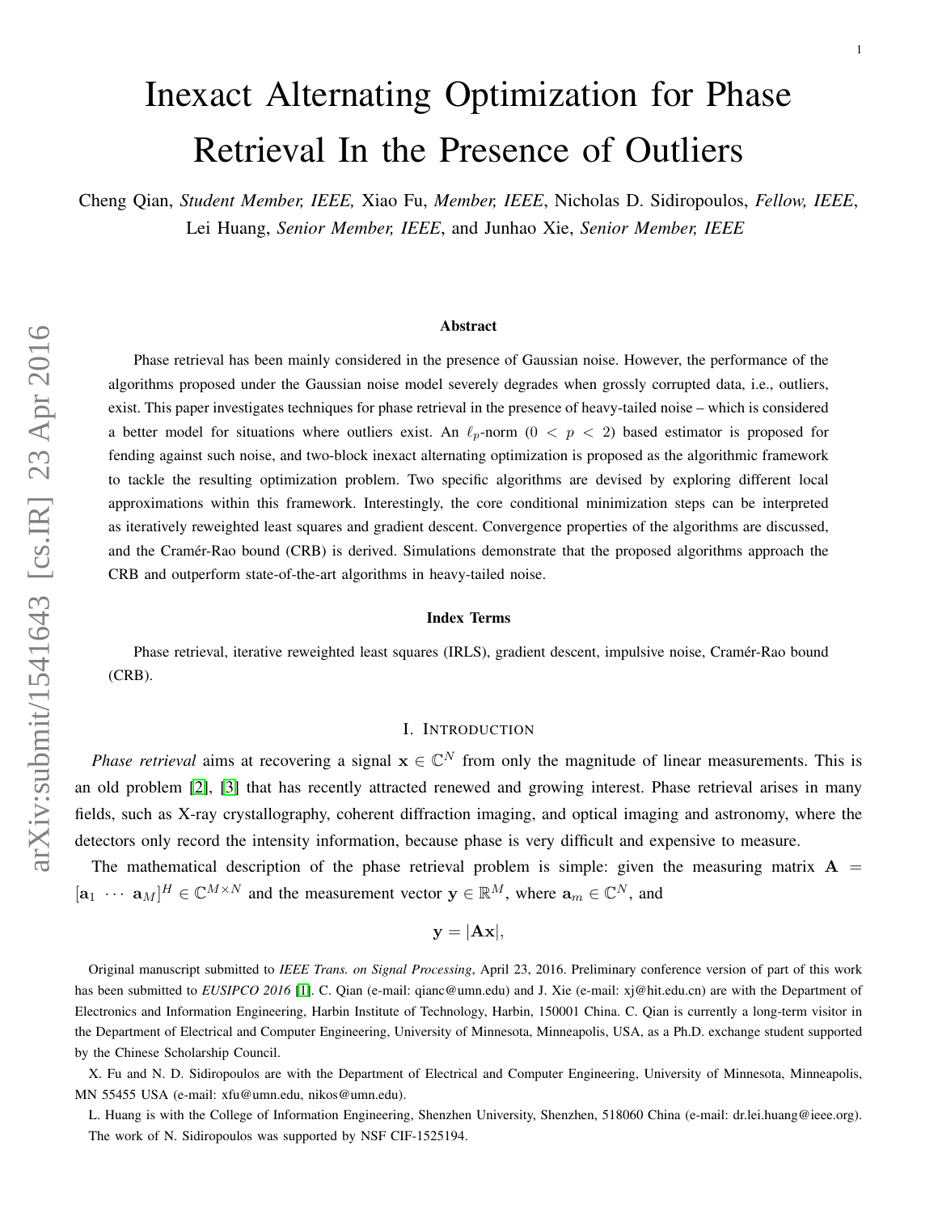# Inexact Alternating Optimization for Phase Retrieval In the Presence of Outliers

Cheng Qian, *Student Member, IEEE,* Xiao Fu, *Member, IEEE*, Nicholas D. Sidiropoulos, *Fellow, IEEE*, Lei Huang, *Senior Member, IEEE*, and Junhao Xie, *Senior Member, IEEE*

## Abstract

Phase retrieval has been mainly considered in the presence of Gaussian noise. However, the performance of the algorithms proposed under the Gaussian noise model severely degrades when grossly corrupted data, i.e., outliers, exist. This paper investigates techniques for phase retrieval in the presence of heavy-tailed noise – which is considered a better model for situations where outliers exist. An $\ell_p$-norm ($0 < p < 2$) based estimator is proposed for fending against such noise, and two-block inexact alternating optimization is proposed as the algorithmic framework to tackle the resulting optimization problem. Two specific algorithms are devised by exploring different local approximations within this framework. Interestingly, the core conditional minimization steps can be interpreted as iteratively reweighted least squares and gradient descent. Convergence properties of the algorithms are discussed, and the Cramér-Rao bound (CRB) is derived. Simulations demonstrate that the proposed algorithms approach the CRB and outperform state-of-the-art algorithms in heavy-tailed noise.

## Index Terms

Phase retrieval, iterative reweighted least squares (IRLS), gradient descent, impulsive noise, Cramér-Rao bound (CRB).

## I. Introduction

*Phase retrieval* aims at recovering a signal $\mathbf{x} \in \mathbb{C}^N$ from only the magnitude of linear measurements. This is an old problem [2], [3] that has recently attracted renewed and growing interest. Phase retrieval arises in many fields, such as X-ray crystallography, coherent diffraction imaging, and optical imaging and astronomy, where the detectors only record the intensity information, because phase is very difficult and expensive to measure.

The mathematical description of the phase retrieval problem is simple: given the measuring matrix $\mathbf{A} = [\mathbf{a}_1 \ \cdots \ \mathbf{a}_M]^H \in \mathbb{C}^{M\times N}$ and the measurement vector $\mathbf{y} \in \mathbb{R}^M$, where $\mathbf{a}_m \in \mathbb{C}^N$, and

$$\mathbf{y} = |\mathbf{A}\mathbf{x}|,$$

Original manuscript submitted to *IEEE Trans. on Signal Processing*, April 23, 2016. Preliminary conference version of part of this work has been submitted to *EUSIPCO 2016* [1]. C. Qian (e-mail: qianc@umn.edu) and J. Xie (e-mail: xj@hit.edu.cn) are with the Department of Electronics and Information Engineering, Harbin Institute of Technology, Harbin, 150001 China. C. Qian is currently a long-term visitor in the Department of Electrical and Computer Engineering, University of Minnesota, Minneapolis, USA, as a Ph.D. exchange student supported by the Chinese Scholarship Council.

X. Fu and N. D. Sidiropoulos are with the Department of Electrical and Computer Engineering, University of Minnesota, Minneapolis, MN 55455 USA (e-mail: xfu@umn.edu, nikos@umn.edu).

L. Huang is with the College of Information Engineering, Shenzhen University, Shenzhen, 518060 China (e-mail: dr.lei.huang@ieee.org). The work of N. Sidiropoulos was supported by NSF CIF-1525194.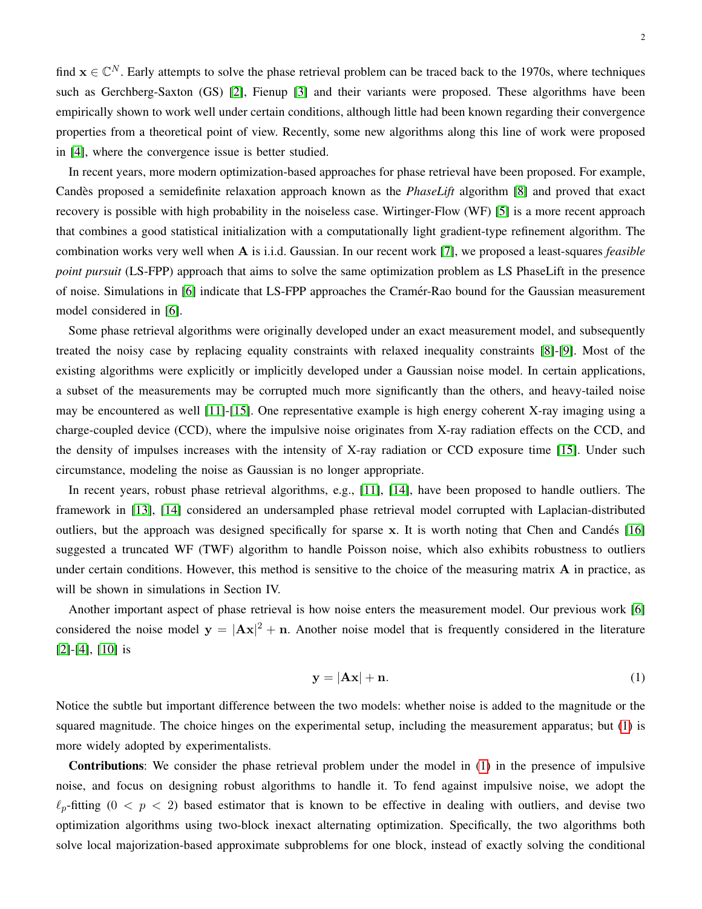find $\mathbf{x} \in \mathbb{C}^N$. Early attempts to solve the phase retrieval problem can be traced back to the 1970s, where techniques such as Gerchberg-Saxton (GS) [2], Fienup [3] and their variants were proposed. These algorithms have been empirically shown to work well under certain conditions, although little had been known regarding their convergence properties from a theoretical point of view. Recently, some new algorithms along this line of work were proposed in [4], where the convergence issue is better studied.

In recent years, more modern optimization-based approaches for phase retrieval have been proposed. For example, Candès proposed a semidefinite relaxation approach known as the *PhaseLift* algorithm [8] and proved that exact recovery is possible with high probability in the noiseless case. Wirtinger-Flow (WF) [5] is a more recent approach that combines a good statistical initialization with a computationally light gradient-type refinement algorithm. The combination works very well when $\mathbf{A}$ is i.i.d. Gaussian. In our recent work [7], we proposed a least-squares *feasible point pursuit* (LS-FPP) approach that aims to solve the same optimization problem as LS PhaseLift in the presence of noise. Simulations in [6] indicate that LS-FPP approaches the Cramér-Rao bound for the Gaussian measurement model considered in [6].

Some phase retrieval algorithms were originally developed under an exact measurement model, and subsequently treated the noisy case by replacing equality constraints with relaxed inequality constraints [8]-[9]. Most of the existing algorithms were explicitly or implicitly developed under a Gaussian noise model. In certain applications, a subset of the measurements may be corrupted much more significantly than the others, and heavy-tailed noise may be encountered as well [11]-[15]. One representative example is high energy coherent X-ray imaging using a charge-coupled device (CCD), where the impulsive noise originates from X-ray radiation effects on the CCD, and the density of impulses increases with the intensity of X-ray radiation or CCD exposure time [15]. Under such circumstance, modeling the noise as Gaussian is no longer appropriate.

In recent years, robust phase retrieval algorithms, e.g., [11], [14], have been proposed to handle outliers. The framework in [13], [14] considered an undersampled phase retrieval model corrupted with Laplacian-distributed outliers, but the approach was designed specifically for sparse $\mathbf{x}$. It is worth noting that Chen and Candés [16] suggested a truncated WF (TWF) algorithm to handle Poisson noise, which also exhibits robustness to outliers under certain conditions. However, this method is sensitive to the choice of the measuring matrix $\mathbf{A}$ in practice, as will be shown in simulations in Section IV.

Another important aspect of phase retrieval is how noise enters the measurement model. Our previous work [6] considered the noise model $\mathbf{y} = |\mathbf{A}\mathbf{x}|^2 + \mathbf{n}$. Another noise model that is frequently considered in the literature [2]-[4], [10] is

$$\mathbf{y} = |\mathbf{A}\mathbf{x}| + \mathbf{n}. \tag{1}$$

Notice the subtle but important difference between the two models: whether noise is added to the magnitude or the squared magnitude. The choice hinges on the experimental setup, including the measurement apparatus; but (1) is more widely adopted by experimentalists.

**Contributions**: We consider the phase retrieval problem under the model in (1) in the presence of impulsive noise, and focus on designing robust algorithms to handle it. To fend against impulsive noise, we adopt the $\ell_p$-fitting ($0 < p < 2$) based estimator that is known to be effective in dealing with outliers, and devise two optimization algorithms using two-block inexact alternating optimization. Specifically, the two algorithms both solve local majorization-based approximate subproblems for one block, instead of exactly solving the conditional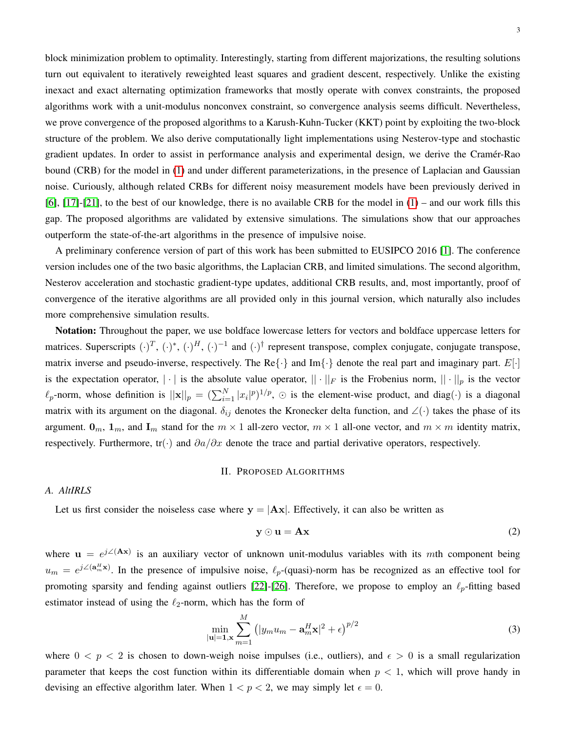block minimization problem to optimality. Interestingly, starting from different majorizations, the resulting solutions turn out equivalent to iteratively reweighted least squares and gradient descent, respectively. Unlike the existing inexact and exact alternating optimization frameworks that mostly operate with convex constraints, the proposed algorithms work with a unit-modulus nonconvex constraint, so convergence analysis seems difficult. Nevertheless, we prove convergence of the proposed algorithms to a Karush-Kuhn-Tucker (KKT) point by exploiting the two-block structure of the problem. We also derive computationally light implementations using Nesterov-type and stochastic gradient updates. In order to assist in performance analysis and experimental design, we derive the Cramér-Rao bound (CRB) for the model in (1) and under different parameterizations, in the presence of Laplacian and Gaussian noise. Curiously, although related CRBs for different noisy measurement models have been previously derived in [6], [17]-[21], to the best of our knowledge, there is no available CRB for the model in (1) – and our work fills this gap. The proposed algorithms are validated by extensive simulations. The simulations show that our approaches outperform the state-of-the-art algorithms in the presence of impulsive noise.

A preliminary conference version of part of this work has been submitted to EUSIPCO 2016 [1]. The conference version includes one of the two basic algorithms, the Laplacian CRB, and limited simulations. The second algorithm, Nesterov acceleration and stochastic gradient-type updates, additional CRB results, and, most importantly, proof of convergence of the iterative algorithms are all provided only in this journal version, which naturally also includes more comprehensive simulation results.

**Notation:** Throughout the paper, we use boldface lowercase letters for vectors and boldface uppercase letters for matrices. Superscripts $(\cdot)^T$, $(\cdot)^*$, $(\cdot)^H$, $(\cdot)^{-1}$ and $(\cdot)^\dagger$ represent transpose, complex conjugate, conjugate transpose, matrix inverse and pseudo-inverse, respectively. The $\text{Re}\{\cdot\}$ and $\text{Im}\{\cdot\}$ denote the real part and imaginary part. $E[\cdot]$ is the expectation operator, $|\cdot|$ is the absolute value operator, $||\cdot||_F$ is the Frobenius norm, $||\cdot||_p$ is the vector $\ell_p$-norm, whose definition is $||\mathbf{x}||_p = (\sum_{i=1}^N |x_i|^p)^{1/p}$, $\odot$ is the element-wise product, and $\text{diag}(\cdot)$ is a diagonal matrix with its argument on the diagonal. $\delta_{ij}$ denotes the Kronecker delta function, and $\angle(\cdot)$ takes the phase of its argument. $\mathbf{0}_m$, $\mathbf{1}_m$, and $\mathbf{I}_m$ stand for the $m \times 1$ all-zero vector, $m \times 1$ all-one vector, and $m \times m$ identity matrix, respectively. Furthermore, $\text{tr}(\cdot)$ and $\partial a / \partial x$ denote the trace and partial derivative operators, respectively.

## II. Proposed Algorithms

### A. AltIRLS

Let us first consider the noiseless case where $\mathbf{y} = |\mathbf{A}\mathbf{x}|$. Effectively, it can also be written as

$$\mathbf{y} \odot \mathbf{u} = \mathbf{A}\mathbf{x} \tag{2}$$

where $\mathbf{u} = e^{j\angle(\mathbf{A}\mathbf{x})}$ is an auxiliary vector of unknown unit-modulus variables with its $m$th component being $u_m = e^{j\angle(\mathbf{a}_m^H \mathbf{x})}$. In the presence of impulsive noise, $\ell_p$-(quasi)-norm has be recognized as an effective tool for promoting sparsity and fending against outliers [22]-[26]. Therefore, we propose to employ an $\ell_p$-fitting based estimator instead of using the $\ell_2$-norm, which has the form of

$$\min_{|\mathbf{u}|=\mathbf{1}, \mathbf{x}} \sum_{m=1}^{M} \left( |y_m u_m - \mathbf{a}_m^H \mathbf{x}|^2 + \epsilon \right)^{p/2} \tag{3}$$

where $0 < p < 2$ is chosen to down-weigh noise impulses (i.e., outliers), and $\epsilon > 0$ is a small regularization parameter that keeps the cost function within its differentiable domain when $p < 1$, which will prove handy in devising an effective algorithm later. When $1 < p < 2$, we may simply let $\epsilon = 0$.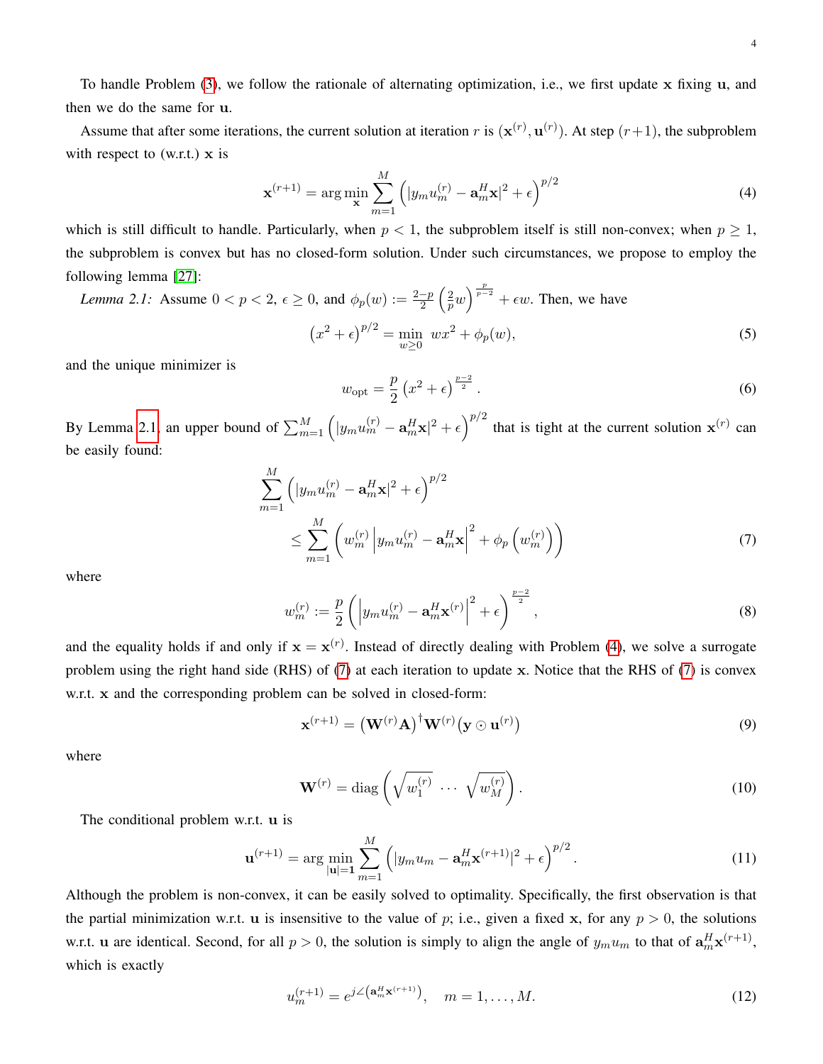To handle Problem (3), we follow the rationale of alternating optimization, i.e., we first update $\mathbf{x}$ fixing $\mathbf{u}$, and then we do the same for $\mathbf{u}$.

Assume that after some iterations, the current solution at iteration $r$ is $(\mathbf{x}^{(r)}, \mathbf{u}^{(r)})$. At step $(r+1)$, the subproblem with respect to (w.r.t.) $\mathbf{x}$ is

$$\mathbf{x}^{(r+1)} = \arg\min_{\mathbf{x}} \sum_{m=1}^{M} \left( |y_m u_m^{(r)} - \mathbf{a}_m^H \mathbf{x}|^2 + \epsilon \right)^{p/2} \tag{4}$$

which is still difficult to handle. Particularly, when $p < 1$, the subproblem itself is still non-convex; when $p \geq 1$, the subproblem is convex but has no closed-form solution. Under such circumstances, we propose to employ the following lemma [27]:

*Lemma 2.1:* Assume $0 < p < 2$, $\epsilon \geq 0$, and $\phi_p(w) := \frac{2-p}{2}\left(\frac{2}{p}w\right)^{\frac{p}{p-2}} + \epsilon w$. Then, we have

$$\left(x^2 + \epsilon\right)^{p/2} = \min_{w \geq 0} \; wx^2 + \phi_p(w), \tag{5}$$

and the unique minimizer is

$$w_{\text{opt}} = \frac{p}{2}\left(x^2 + \epsilon\right)^{\frac{p-2}{2}}. \tag{6}$$

By Lemma 2.1, an upper bound of $\sum_{m=1}^{M} \left( |y_m u_m^{(r)} - \mathbf{a}_m^H \mathbf{x}|^2 + \epsilon \right)^{p/2}$ that is tight at the current solution $\mathbf{x}^{(r)}$ can be easily found:

$$\sum_{m=1}^{M} \left( |y_m u_m^{(r)} - \mathbf{a}_m^H \mathbf{x}|^2 + \epsilon \right)^{p/2} \leq \sum_{m=1}^{M} \left( w_m^{(r)} \left| y_m u_m^{(r)} - \mathbf{a}_m^H \mathbf{x} \right|^2 + \phi_p\left(w_m^{(r)}\right) \right) \tag{7}$$

where

$$w_m^{(r)} := \frac{p}{2}\left( \left| y_m u_m^{(r)} - \mathbf{a}_m^H \mathbf{x}^{(r)} \right|^2 + \epsilon \right)^{\frac{p-2}{2}}, \tag{8}$$

and the equality holds if and only if $\mathbf{x} = \mathbf{x}^{(r)}$. Instead of directly dealing with Problem (4), we solve a surrogate problem using the right hand side (RHS) of (7) at each iteration to update $\mathbf{x}$. Notice that the RHS of (7) is convex w.r.t. $\mathbf{x}$ and the corresponding problem can be solved in closed-form:

$$\mathbf{x}^{(r+1)} = \left(\mathbf{W}^{(r)}\mathbf{A}\right)^{\dagger} \mathbf{W}^{(r)} \left(\mathbf{y} \odot \mathbf{u}^{(r)}\right) \tag{9}$$

where

$$\mathbf{W}^{(r)} = \operatorname{diag}\left( \sqrt{w_1^{(r)}} \; \cdots \; \sqrt{w_M^{(r)}} \right). \tag{10}$$

The conditional problem w.r.t. $\mathbf{u}$ is

$$\mathbf{u}^{(r+1)} = \arg\min_{|\mathbf{u}|=\mathbf{1}} \sum_{m=1}^{M} \left( |y_m u_m - \mathbf{a}_m^H \mathbf{x}^{(r+1)}|^2 + \epsilon \right)^{p/2}. \tag{11}$$

Although the problem is non-convex, it can be easily solved to optimality. Specifically, the first observation is that the partial minimization w.r.t. $\mathbf{u}$ is insensitive to the value of $p$; i.e., given a fixed $\mathbf{x}$, for any $p > 0$, the solutions w.r.t. $\mathbf{u}$ are identical. Second, for all $p > 0$, the solution is simply to align the angle of $y_m u_m$ to that of $\mathbf{a}_m^H \mathbf{x}^{(r+1)}$, which is exactly

$$u_m^{(r+1)} = e^{j\angle\left(\mathbf{a}_m^H \mathbf{x}^{(r+1)}\right)}, \quad m = 1, \ldots, M. \tag{12}$$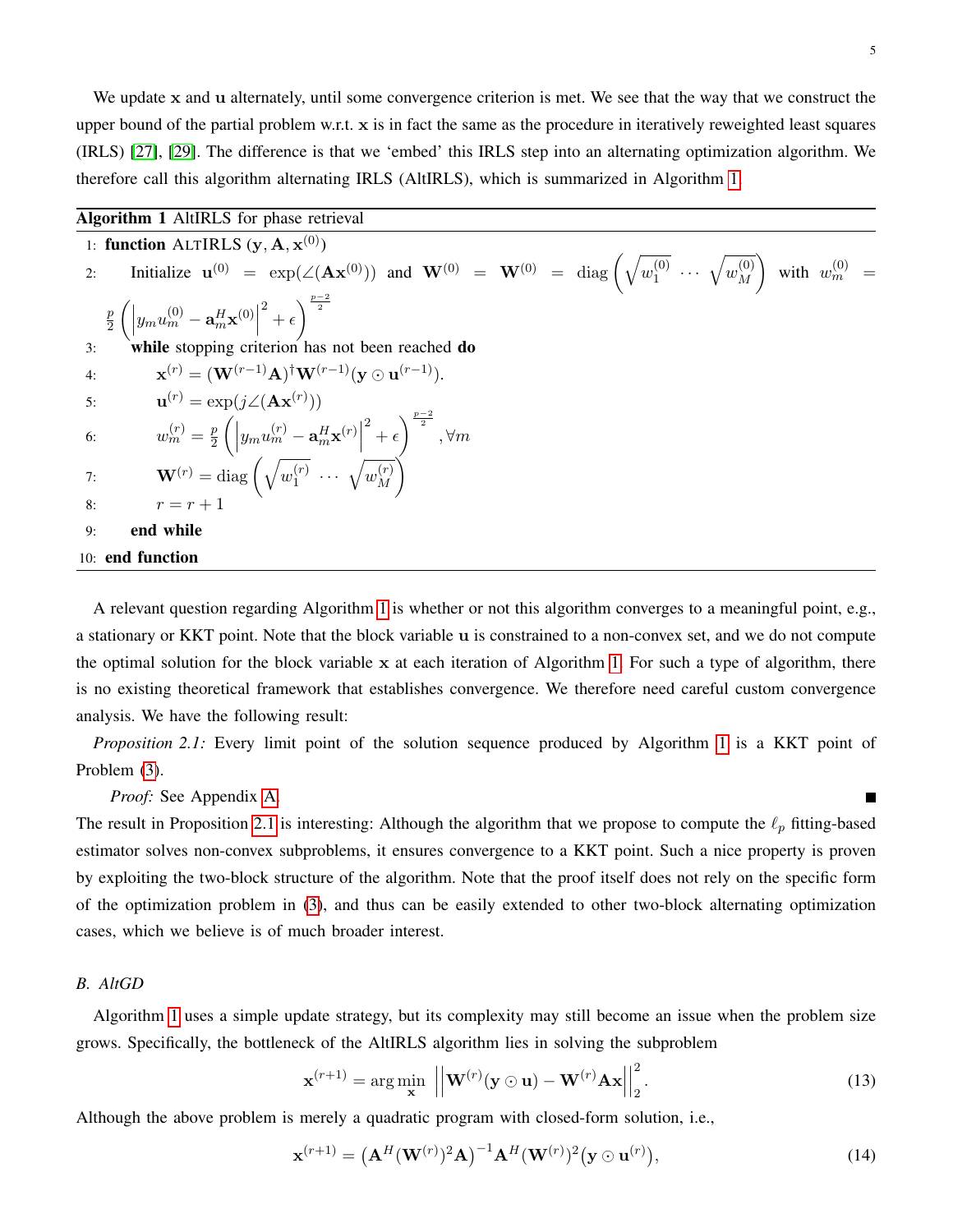We update $\mathbf{x}$ and $\mathbf{u}$ alternately, until some convergence criterion is met. We see that the way that we construct the upper bound of the partial problem w.r.t. $\mathbf{x}$ is in fact the same as the procedure in iteratively reweighted least squares (IRLS) [27], [29]. The difference is that we 'embed' this IRLS step into an alternating optimization algorithm. We therefore call this algorithm alternating IRLS (AltIRLS), which is summarized in Algorithm 1.

**Algorithm 1** AltIRLS for phase retrieval

1: **function** ALTIRLS $(\mathbf{y}, \mathbf{A}, \mathbf{x}^{(0)})$

2: Initialize $\mathbf{u}^{(0)} = \exp(\angle(\mathbf{A}\mathbf{x}^{(0)}))$ and $\mathbf{W}^{(0)} = \mathbf{W}^{(0)} = \text{diag}\left(\sqrt{w_1^{(0)}} \; \cdots \; \sqrt{w_M^{(0)}}\right)$ with $w_m^{(0)} = \frac{p}{2}\left(\left|y_m u_m^{(0)} - \mathbf{a}_m^H \mathbf{x}^{(0)}\right|^2 + \epsilon\right)^{\frac{p-2}{2}}$

3: **while** stopping criterion has not been reached **do**

4: $\mathbf{x}^{(r)} = (\mathbf{W}^{(r-1)}\mathbf{A})^{\dagger}\mathbf{W}^{(r-1)}(\mathbf{y} \odot \mathbf{u}^{(r-1)})$.

5: $\mathbf{u}^{(r)} = \exp(j\angle(\mathbf{A}\mathbf{x}^{(r)}))$

6: $w_m^{(r)} = \frac{p}{2}\left(\left|y_m u_m^{(r)} - \mathbf{a}_m^H \mathbf{x}^{(r)}\right|^2 + \epsilon\right)^{\frac{p-2}{2}}, \forall m$

7: $\mathbf{W}^{(r)} = \text{diag}\left(\sqrt{w_1^{(r)}} \; \cdots \; \sqrt{w_M^{(r)}}\right)$

8: $r = r + 1$

9: **end while**

10: **end function**

A relevant question regarding Algorithm 1 is whether or not this algorithm converges to a meaningful point, e.g., a stationary or KKT point. Note that the block variable $\mathbf{u}$ is constrained to a non-convex set, and we do not compute the optimal solution for the block variable $\mathbf{x}$ at each iteration of Algorithm 1. For such a type of algorithm, there is no existing theoretical framework that establishes convergence. We therefore need careful custom convergence analysis. We have the following result:

*Proposition 2.1:* Every limit point of the solution sequence produced by Algorithm 1 is a KKT point of Problem (3).

*Proof:* See Appendix A. ■

The result in Proposition 2.1 is interesting: Although the algorithm that we propose to compute the $\ell_p$ fitting-based estimator solves non-convex subproblems, it ensures convergence to a KKT point. Such a nice property is proven by exploiting the two-block structure of the algorithm. Note that the proof itself does not rely on the specific form of the optimization problem in (3), and thus can be easily extended to other two-block alternating optimization cases, which we believe is of much broader interest.

### B. AltGD

Algorithm 1 uses a simple update strategy, but its complexity may still become an issue when the problem size grows. Specifically, the bottleneck of the AltIRLS algorithm lies in solving the subproblem

$$\mathbf{x}^{(r+1)} = \arg\min_{\mathbf{x}} \; \left|\left|\mathbf{W}^{(r)}(\mathbf{y} \odot \mathbf{u}) - \mathbf{W}^{(r)}\mathbf{A}\mathbf{x}\right|\right|_2^2. \tag{13}$$

Although the above problem is merely a quadratic program with closed-form solution, i.e.,

$$\mathbf{x}^{(r+1)} = \left(\mathbf{A}^H(\mathbf{W}^{(r)})^2\mathbf{A}\right)^{-1}\mathbf{A}^H(\mathbf{W}^{(r)})^2\left(\mathbf{y} \odot \mathbf{u}^{(r)}\right), \tag{14}$$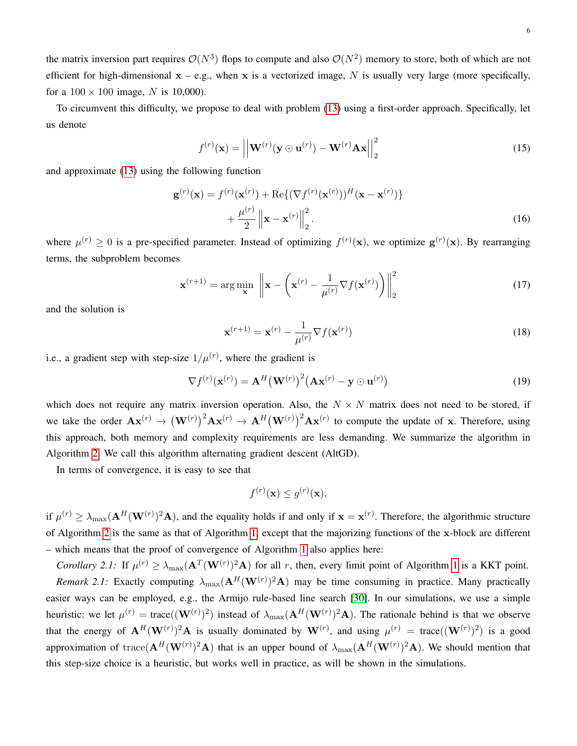the matrix inversion part requires $\mathcal{O}(N^3)$ flops to compute and also $\mathcal{O}(N^2)$ memory to store, both of which are not efficient for high-dimensional $\mathbf{x}$ – e.g., when $\mathbf{x}$ is a vectorized image, $N$ is usually very large (more specifically, for a $100 \times 100$ image, $N$ is 10,000).

To circumvent this difficulty, we propose to deal with problem (13) using a first-order approach. Specifically, let us denote

$$f^{(r)}(\mathbf{x}) = \left|\left|\mathbf{W}^{(r)}(\mathbf{y} \odot \mathbf{u}^{(r)}) - \mathbf{W}^{(r)}\mathbf{A}\mathbf{x}\right|\right|_2^2 \tag{15}$$

and approximate (13) using the following function

$$\begin{aligned}\mathbf{g}^{(r)}(\mathbf{x}) = f^{(r)}(\mathbf{x}^{(r)}) + \mathrm{Re}\{(\nabla f^{(r)}(\mathbf{x}^{(r)}))^H(\mathbf{x} - \mathbf{x}^{(r)})\} \\ + \frac{\mu^{(r)}}{2}\left\|\mathbf{x} - \mathbf{x}^{(r)}\right\|_2^2.\end{aligned} \tag{16}$$

where $\mu^{(r)} \geq 0$ is a pre-specified parameter. Instead of optimizing $f^{(r)}(\mathbf{x})$, we optimize $\mathbf{g}^{(r)}(\mathbf{x})$. By rearranging terms, the subproblem becomes

$$\mathbf{x}^{(r+1)} = \arg\min_{\mathbf{x}} \left\|\mathbf{x} - \left(\mathbf{x}^{(r)} - \frac{1}{\mu^{(r)}}\nabla f(\mathbf{x}^{(r)})\right)\right\|_2^2 \tag{17}$$

and the solution is

$$\mathbf{x}^{(r+1)} = \mathbf{x}^{(r)} - \frac{1}{\mu^{(r)}}\nabla f(\mathbf{x}^{(r)}) \tag{18}$$

i.e., a gradient step with step-size $1/\mu^{(r)}$, where the gradient is

$$\nabla f^{(r)}(\mathbf{x}^{(r)}) = \mathbf{A}^H\big(\mathbf{W}^{(r)}\big)^2\big(\mathbf{A}\mathbf{x}^{(r)} - \mathbf{y} \odot \mathbf{u}^{(r)}\big) \tag{19}$$

which does not require any matrix inversion operation. Also, the $N \times N$ matrix does not need to be stored, if we take the order $\mathbf{A}\mathbf{x}^{(r)} \rightarrow \big(\mathbf{W}^{(r)}\big)^2\mathbf{A}\mathbf{x}^{(r)} \rightarrow \mathbf{A}^H\big(\mathbf{W}^{(r)}\big)^2\mathbf{A}\mathbf{x}^{(r)}$ to compute the update of $\mathbf{x}$. Therefore, using this approach, both memory and complexity requirements are less demanding. We summarize the algorithm in Algorithm 2. We call this algorithm alternating gradient descent (AltGD).

In terms of convergence, it is easy to see that

$$f^{(r)}(\mathbf{x}) \leq g^{(r)}(\mathbf{x}),$$

if $\mu^{(r)} \geq \lambda_{\max}(\mathbf{A}^H(\mathbf{W}^{(r)})^2\mathbf{A})$, and the equality holds if and only if $\mathbf{x} = \mathbf{x}^{(r)}$. Therefore, the algorithmic structure of Algorithm 2 is the same as that of Algorithm 1, except that the majorizing functions of the $\mathbf{x}$-block are different – which means that the proof of convergence of Algorithm 1 also applies here:

*Corollary 2.1:* If $\mu^{(r)} \geq \lambda_{\max}(\mathbf{A}^T(\mathbf{W}^{(r)})^2\mathbf{A})$ for all $r$, then, every limit point of Algorithm 1 is a KKT point.

*Remark 2.1:* Exactly computing $\lambda_{\max}(\mathbf{A}^H(\mathbf{W}^{(r)})^2\mathbf{A})$ may be time consuming in practice. Many practically easier ways can be employed, e.g., the Armijo rule-based line search [30]. In our simulations, we use a simple heuristic: we let $\mu^{(r)} = \mathrm{trace}((\mathbf{W}^{(r)})^2)$ instead of $\lambda_{\max}(\mathbf{A}^H(\mathbf{W}^{(r)})^2\mathbf{A})$. The rationale behind is that we observe that the energy of $\mathbf{A}^H(\mathbf{W}^{(r)})^2\mathbf{A}$ is usually dominated by $\mathbf{W}^{(r)}$, and using $\mu^{(r)} = \mathrm{trace}((\mathbf{W}^{(r)})^2)$ is a good approximation of $\mathrm{trace}(\mathbf{A}^H(\mathbf{W}^{(r)})^2\mathbf{A})$ that is an upper bound of $\lambda_{\max}(\mathbf{A}^H(\mathbf{W}^{(r)})^2\mathbf{A})$. We should mention that this step-size choice is a heuristic, but works well in practice, as will be shown in the simulations.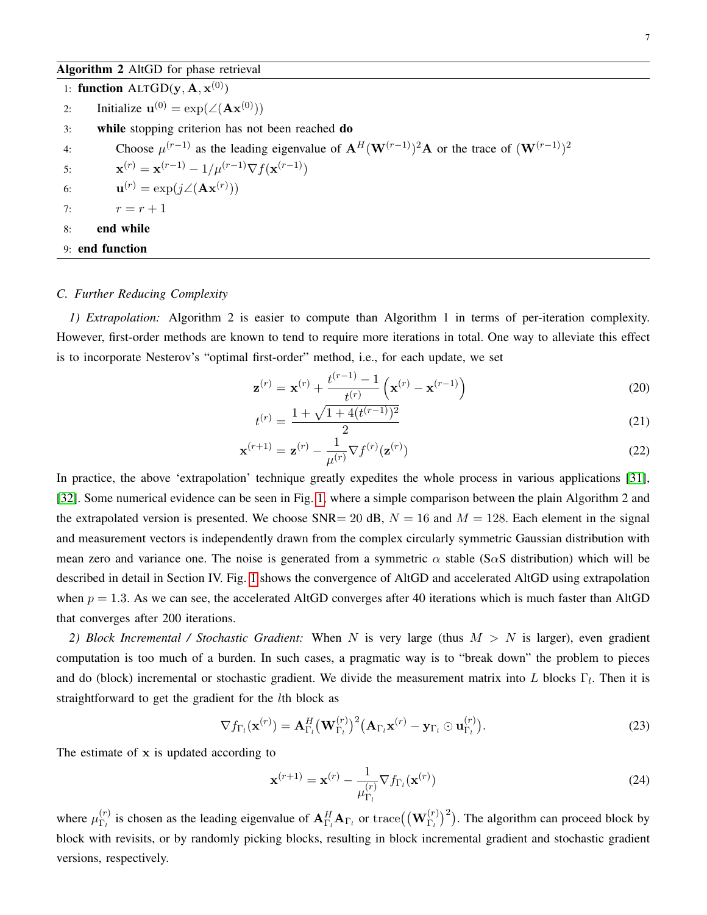**Algorithm 2** AltGD for phase retrieval

```
1: function ALTGD(y, A, x^(0))
2:     Initialize u^(0) = exp(∠(Ax^(0)))
3:     while stopping criterion has not been reached do
4:         Choose μ^(r−1) as the leading eigenvalue of A^H (W^(r−1))^2 A or the trace of (W^(r−1))^2
5:         x^(r) = x^(r−1) − 1/μ^(r−1) ∇f(x^(r−1))
6:         u^(r) = exp(j∠(Ax^(r)))
7:         r = r + 1
8:     end while
9: end function
```

### *C. Further Reducing Complexity*

*1) Extrapolation:* Algorithm 2 is easier to compute than Algorithm 1 in terms of per-iteration complexity. However, first-order methods are known to tend to require more iterations in total. One way to alleviate this effect is to incorporate Nesterov's "optimal first-order" method, i.e., for each update, we set

$$\mathbf{z}^{(r)} = \mathbf{x}^{(r)} + \frac{t^{(r-1)} - 1}{t^{(r)}} \left( \mathbf{x}^{(r)} - \mathbf{x}^{(r-1)} \right) \tag{20}$$

$$t^{(r)} = \frac{1 + \sqrt{1 + 4(t^{(r-1)})^2}}{2} \tag{21}$$

$$\mathbf{x}^{(r+1)} = \mathbf{z}^{(r)} - \frac{1}{\mu^{(r)}} \nabla f^{(r)}(\mathbf{z}^{(r)}) \tag{22}$$

In practice, the above 'extrapolation' technique greatly expedites the whole process in various applications [31], [32]. Some numerical evidence can be seen in Fig. 1, where a simple comparison between the plain Algorithm 2 and the extrapolated version is presented. We choose SNR= 20 dB, $N = 16$ and $M = 128$. Each element in the signal and measurement vectors is independently drawn from the complex circularly symmetric Gaussian distribution with mean zero and variance one. The noise is generated from a symmetric $\alpha$ stable (S$\alpha$S distribution) which will be described in detail in Section IV. Fig. 1 shows the convergence of AltGD and accelerated AltGD using extrapolation when $p = 1.3$. As we can see, the accelerated AltGD converges after 40 iterations which is much faster than AltGD that converges after 200 iterations.

*2) Block Incremental / Stochastic Gradient:* When $N$ is very large (thus $M > N$ is larger), even gradient computation is too much of a burden. In such cases, a pragmatic way is to "break down" the problem to pieces and do (block) incremental or stochastic gradient. We divide the measurement matrix into $L$ blocks $\Gamma_l$. Then it is straightforward to get the gradient for the $l$th block as

$$\nabla f_{\Gamma_l}(\mathbf{x}^{(r)}) = \mathbf{A}_{\Gamma_l}^H \big(\mathbf{W}_{\Gamma_l}^{(r)}\big)^2 \big(\mathbf{A}_{\Gamma_l}\mathbf{x}^{(r)} - \mathbf{y}_{\Gamma_l} \odot \mathbf{u}_{\Gamma_l}^{(r)}\big). \tag{23}$$

The estimate of $\mathbf{x}$ is updated according to

$$\mathbf{x}^{(r+1)} = \mathbf{x}^{(r)} - \frac{1}{\mu_{\Gamma_l}^{(r)}} \nabla f_{\Gamma_l}(\mathbf{x}^{(r)}) \tag{24}$$

where $\mu_{\Gamma_l}^{(r)}$ is chosen as the leading eigenvalue of $\mathbf{A}_{\Gamma_l}^H \mathbf{A}_{\Gamma_l}$ or $\operatorname{trace}\big(\big(\mathbf{W}_{\Gamma_l}^{(r)}\big)^2\big)$. The algorithm can proceed block by block with revisits, or by randomly picking blocks, resulting in block incremental gradient and stochastic gradient versions, respectively.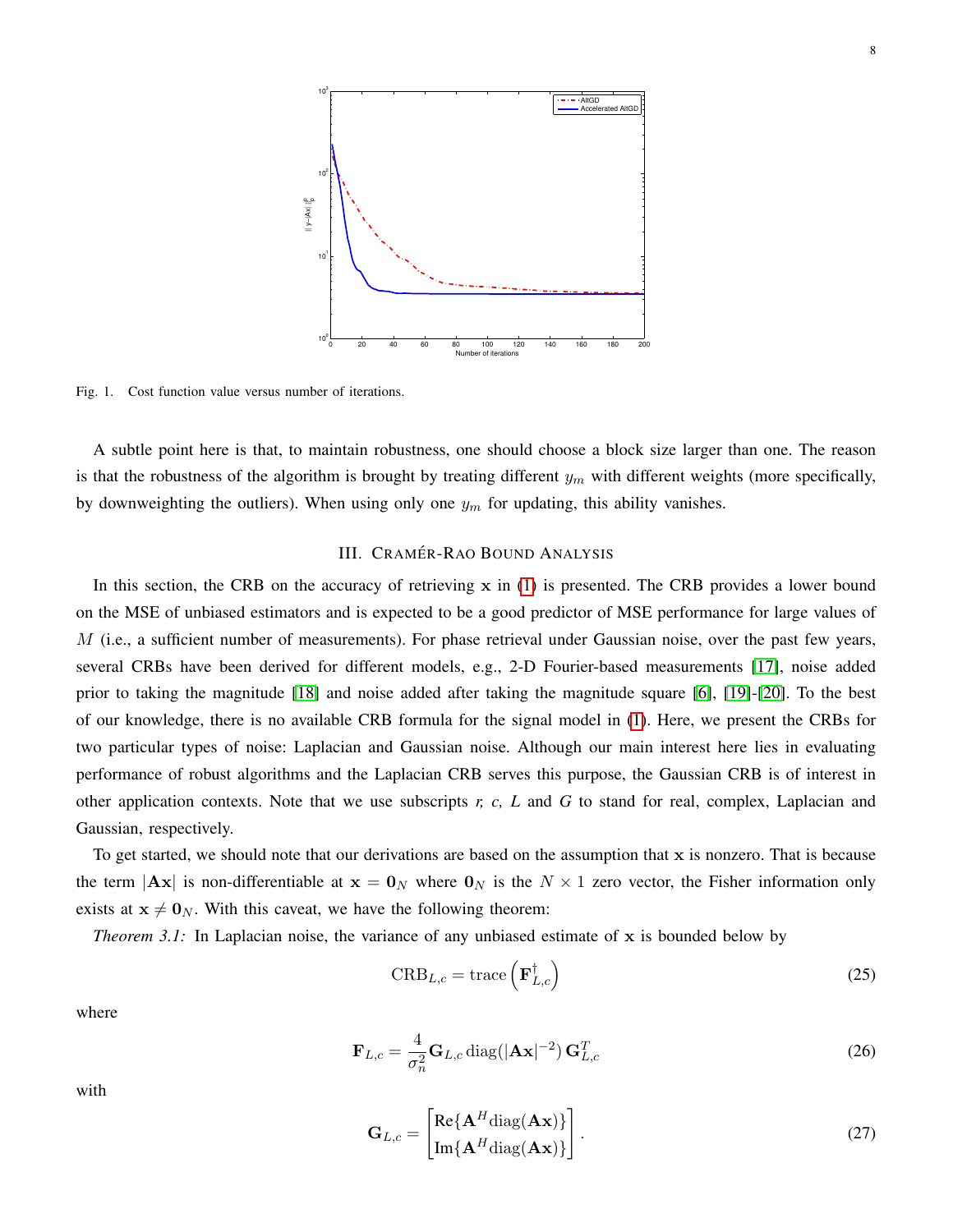Fig. 1. Cost function value versus number of iterations.

A subtle point here is that, to maintain robustness, one should choose a block size larger than one. The reason is that the robustness of the algorithm is brought by treating different $y_m$ with different weights (more specifically, by downweighting the outliers). When using only one $y_m$ for updating, this ability vanishes.

## III. Cramér-Rao Bound Analysis

In this section, the CRB on the accuracy of retrieving $\mathbf{x}$ in (1) is presented. The CRB provides a lower bound on the MSE of unbiased estimators and is expected to be a good predictor of MSE performance for large values of $M$ (i.e., a sufficient number of measurements). For phase retrieval under Gaussian noise, over the past few years, several CRBs have been derived for different models, e.g., 2-D Fourier-based measurements [17], noise added prior to taking the magnitude [18] and noise added after taking the magnitude square [6], [19]-[20]. To the best of our knowledge, there is no available CRB formula for the signal model in (1). Here, we present the CRBs for two particular types of noise: Laplacian and Gaussian noise. Although our main interest here lies in evaluating performance of robust algorithms and the Laplacian CRB serves this purpose, the Gaussian CRB is of interest in other application contexts. Note that we use subscripts *r, c, L* and *G* to stand for real, complex, Laplacian and Gaussian, respectively.

To get started, we should note that our derivations are based on the assumption that $\mathbf{x}$ is nonzero. That is because the term $|\mathbf{A}\mathbf{x}|$ is non-differentiable at $\mathbf{x} = \mathbf{0}_N$ where $\mathbf{0}_N$ is the $N \times 1$ zero vector, the Fisher information only exists at $\mathbf{x} \neq \mathbf{0}_N$. With this caveat, we have the following theorem:

*Theorem 3.1:* In Laplacian noise, the variance of any unbiased estimate of $\mathbf{x}$ is bounded below by

$$\text{CRB}_{L,c} = \text{trace}\left(\mathbf{F}_{L,c}^{\dagger}\right) \tag{25}$$

where

$$\mathbf{F}_{L,c} = \frac{4}{\sigma_n^2}\mathbf{G}_{L,c}\,\text{diag}(|\mathbf{A}\mathbf{x}|^{-2})\,\mathbf{G}_{L,c}^T \tag{26}$$

with

$$\mathbf{G}_{L,c} = \begin{bmatrix} \text{Re}\{\mathbf{A}^H\text{diag}(\mathbf{A}\mathbf{x})\} \\ \text{Im}\{\mathbf{A}^H\text{diag}(\mathbf{A}\mathbf{x})\} \end{bmatrix}. \tag{27}$$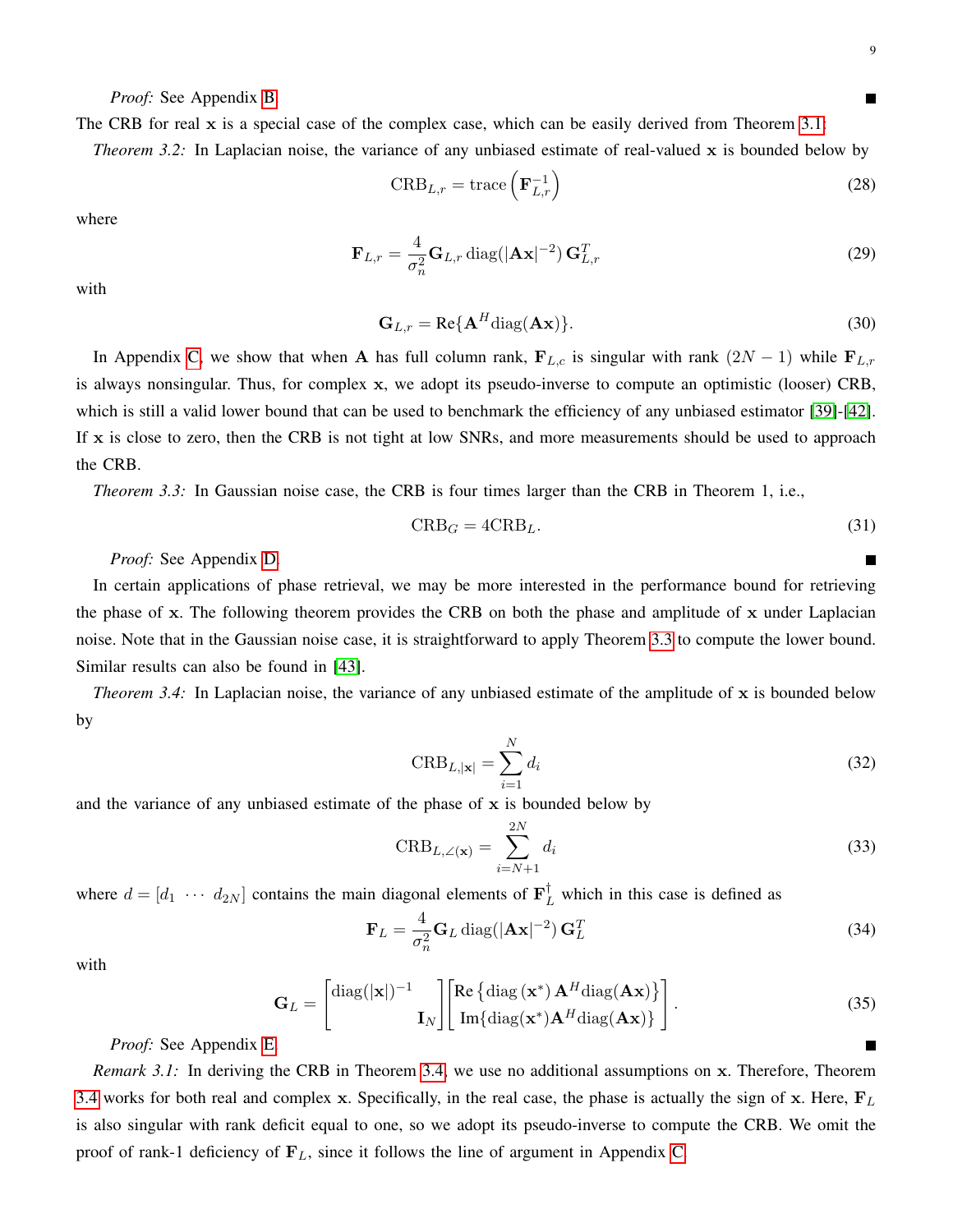*Proof:* See Appendix B. ■

The CRB for real $\mathbf{x}$ is a special case of the complex case, which can be easily derived from Theorem 3.1:

*Theorem 3.2:* In Laplacian noise, the variance of any unbiased estimate of real-valued $\mathbf{x}$ is bounded below by

$$\mathrm{CRB}_{L,r} = \mathrm{trace}\left(\mathbf{F}_{L,r}^{-1}\right) \tag{28}$$

where

$$\mathbf{F}_{L,r} = \frac{4}{\sigma_n^2}\mathbf{G}_{L,r}\,\mathrm{diag}(|\mathbf{A}\mathbf{x}|^{-2})\,\mathbf{G}_{L,r}^T \tag{29}$$

with

$$\mathbf{G}_{L,r} = \mathrm{Re}\{\mathbf{A}^H\mathrm{diag}(\mathbf{A}\mathbf{x})\}. \tag{30}$$

In Appendix C, we show that when $\mathbf{A}$ has full column rank, $\mathbf{F}_{L,c}$ is singular with rank $(2N-1)$ while $\mathbf{F}_{L,r}$ is always nonsingular. Thus, for complex $\mathbf{x}$, we adopt its pseudo-inverse to compute an optimistic (looser) CRB, which is still a valid lower bound that can be used to benchmark the efficiency of any unbiased estimator [39]-[42]. If $\mathbf{x}$ is close to zero, then the CRB is not tight at low SNRs, and more measurements should be used to approach the CRB.

*Theorem 3.3:* In Gaussian noise case, the CRB is four times larger than the CRB in Theorem 1, i.e.,

$$\mathrm{CRB}_G = 4\mathrm{CRB}_L. \tag{31}$$

*Proof:* See Appendix D. ■

In certain applications of phase retrieval, we may be more interested in the performance bound for retrieving the phase of $\mathbf{x}$. The following theorem provides the CRB on both the phase and amplitude of $\mathbf{x}$ under Laplacian noise. Note that in the Gaussian noise case, it is straightforward to apply Theorem 3.3 to compute the lower bound. Similar results can also be found in [43].

*Theorem 3.4:* In Laplacian noise, the variance of any unbiased estimate of the amplitude of $\mathbf{x}$ is bounded below by

$$\mathrm{CRB}_{L,|\mathbf{x}|} = \sum_{i=1}^{N} d_i \tag{32}$$

and the variance of any unbiased estimate of the phase of $\mathbf{x}$ is bounded below by

$$\mathrm{CRB}_{L,\angle(\mathbf{x})} = \sum_{i=N+1}^{2N} d_i \tag{33}$$

where $d = [d_1 \;\cdots\; d_{2N}]$ contains the main diagonal elements of $\mathbf{F}_L^{\dagger}$ which in this case is defined as

$$\mathbf{F}_L = \frac{4}{\sigma_n^2}\mathbf{G}_L\,\mathrm{diag}(|\mathbf{A}\mathbf{x}|^{-2})\,\mathbf{G}_L^T \tag{34}$$

with

$$\mathbf{G}_L = \begin{bmatrix}\mathrm{diag}(|\mathbf{x}|)^{-1} & \\ & \mathbf{I}_N\end{bmatrix}\begin{bmatrix}\mathrm{Re}\left\{\mathrm{diag}\left(\mathbf{x}^*\right)\mathbf{A}^H\mathrm{diag}(\mathbf{A}\mathbf{x})\right\} \\ \mathrm{Im}\{\mathrm{diag}(\mathbf{x}^*)\mathbf{A}^H\mathrm{diag}(\mathbf{A}\mathbf{x})\}\end{bmatrix}. \tag{35}$$

*Proof:* See Appendix E. ■

*Remark 3.1:* In deriving the CRB in Theorem 3.4, we use no additional assumptions on $\mathbf{x}$. Therefore, Theorem 3.4 works for both real and complex $\mathbf{x}$. Specifically, in the real case, the phase is actually the sign of $\mathbf{x}$. Here, $\mathbf{F}_L$ is also singular with rank deficit equal to one, so we adopt its pseudo-inverse to compute the CRB. We omit the proof of rank-1 deficiency of $\mathbf{F}_L$, since it follows the line of argument in Appendix C.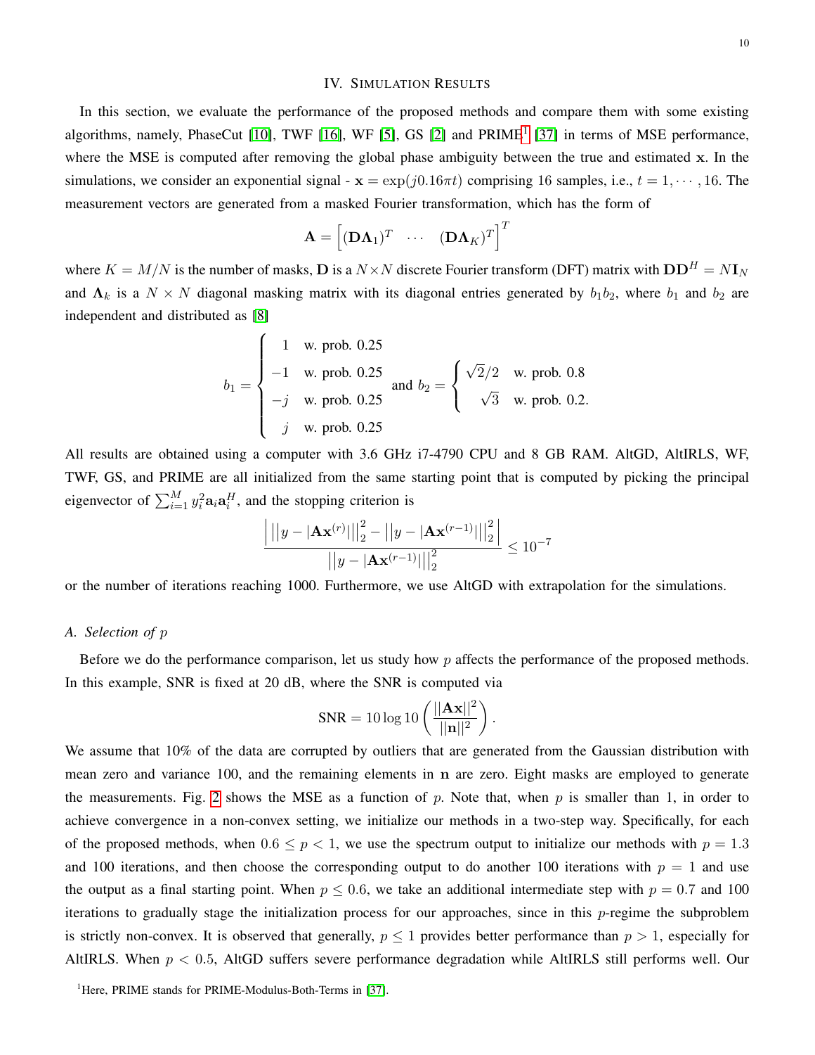## IV. Simulation Results

In this section, we evaluate the performance of the proposed methods and compare them with some existing algorithms, namely, PhaseCut [10], TWF [16], WF [5], GS [2] and PRIME[1] [37] in terms of MSE performance, where the MSE is computed after removing the global phase ambiguity between the true and estimated $\mathbf{x}$. In the simulations, we consider an exponential signal - $\mathbf{x} = \exp(j0.16\pi t)$ comprising 16 samples, i.e., $t = 1, \cdots, 16$. The measurement vectors are generated from a masked Fourier transformation, which has the form of

$$\mathbf{A} = \left[ (\mathbf{D}\boldsymbol{\Lambda}_1)^T \quad \cdots \quad (\mathbf{D}\boldsymbol{\Lambda}_K)^T \right]^T$$

where $K = M/N$ is the number of masks, $\mathbf{D}$ is a $N \times N$ discrete Fourier transform (DFT) matrix with $\mathbf{D}\mathbf{D}^H = N\mathbf{I}_N$ and $\boldsymbol{\Lambda}_k$ is a $N \times N$ diagonal masking matrix with its diagonal entries generated by $b_1 b_2$, where $b_1$ and $b_2$ are independent and distributed as [8]

$$b_1 = \begin{cases} 1 & \text{w. prob. } 0.25 \\ -1 & \text{w. prob. } 0.25 \\ -j & \text{w. prob. } 0.25 \\ j & \text{w. prob. } 0.25 \end{cases} \quad \text{and } b_2 = \begin{cases} \sqrt{2}/2 & \text{w. prob. } 0.8 \\ \sqrt{3} & \text{w. prob. } 0.2. \end{cases}$$

All results are obtained using a computer with 3.6 GHz i7-4790 CPU and 8 GB RAM. AltGD, AltIRLS, WF, TWF, GS, and PRIME are all initialized from the same starting point that is computed by picking the principal eigenvector of $\sum_{i=1}^{M} y_i^2 \mathbf{a}_i \mathbf{a}_i^H$, and the stopping criterion is

$$\frac{\left| \left|\left|y - |\mathbf{A}\mathbf{x}^{(r)}|\right|\right|_2^2 - \left|\left|y - |\mathbf{A}\mathbf{x}^{(r-1)}|\right|\right|_2^2 \right|}{\left|\left|y - |\mathbf{A}\mathbf{x}^{(r-1)}|\right|\right|_2^2} \leq 10^{-7}$$

or the number of iterations reaching 1000. Furthermore, we use AltGD with extrapolation for the simulations.

### A. Selection of $p$

Before we do the performance comparison, let us study how $p$ affects the performance of the proposed methods. In this example, SNR is fixed at 20 dB, where the SNR is computed via

$$\text{SNR} = 10 \log 10 \left( \frac{||\mathbf{A}\mathbf{x}||^2}{||\mathbf{n}||^2} \right).$$

We assume that 10% of the data are corrupted by outliers that are generated from the Gaussian distribution with mean zero and variance 100, and the remaining elements in $\mathbf{n}$ are zero. Eight masks are employed to generate the measurements. Fig. 2 shows the MSE as a function of $p$. Note that, when $p$ is smaller than 1, in order to achieve convergence in a non-convex setting, we initialize our methods in a two-step way. Specifically, for each of the proposed methods, when $0.6 \leq p < 1$, we use the spectrum output to initialize our methods with $p = 1.3$ and 100 iterations, and then choose the corresponding output to do another 100 iterations with $p = 1$ and use the output as a final starting point. When $p \leq 0.6$, we take an additional intermediate step with $p = 0.7$ and 100 iterations to gradually stage the initialization process for our approaches, since in this $p$-regime the subproblem is strictly non-convex. It is observed that generally, $p \leq 1$ provides better performance than $p > 1$, especially for AltIRLS. When $p < 0.5$, AltGD suffers severe performance degradation while AltIRLS still performs well. Our

[1] Here, PRIME stands for PRIME-Modulus-Both-Terms in [37].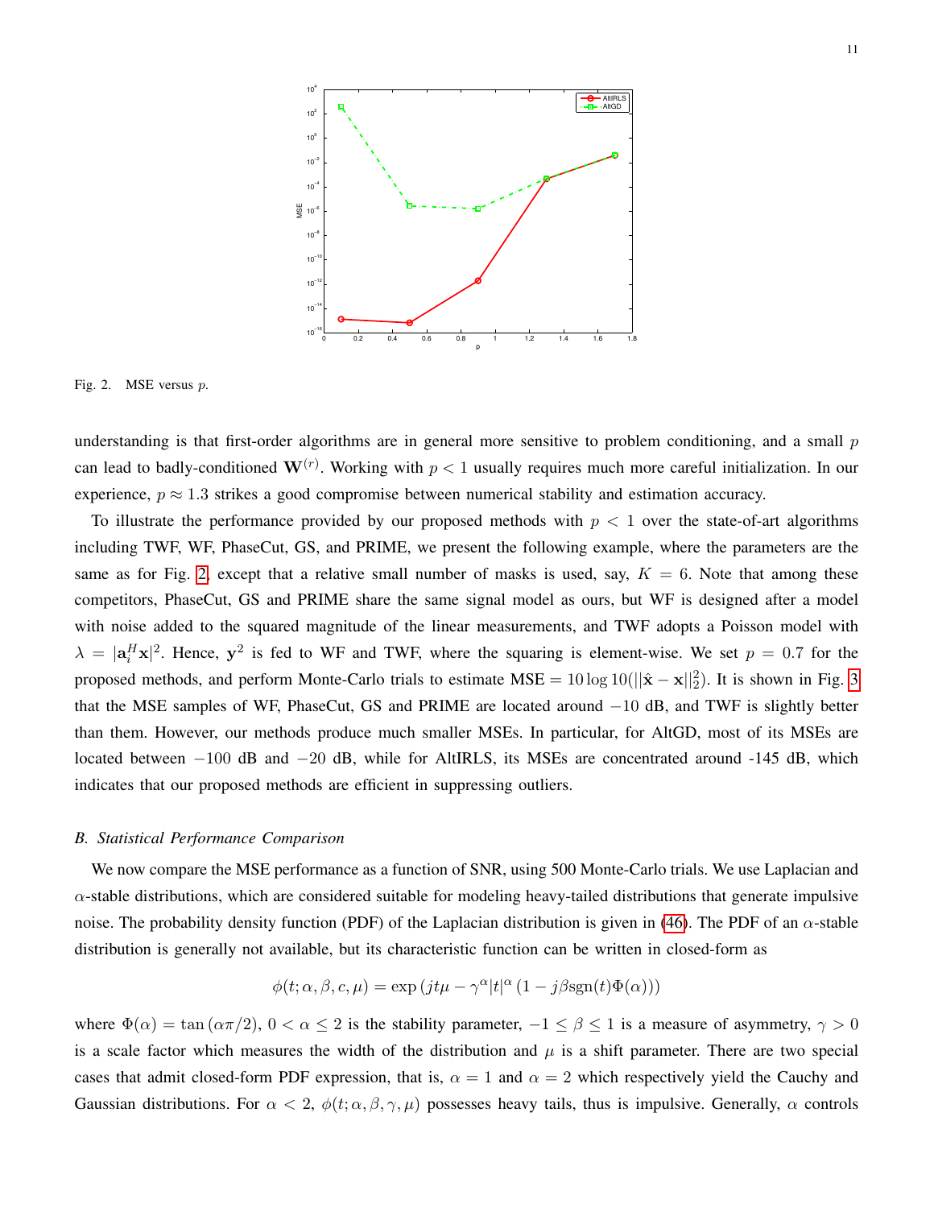Fig. 2. MSE versus $p$.

understanding is that first-order algorithms are in general more sensitive to problem conditioning, and a small $p$ can lead to badly-conditioned $\mathbf{W}^{(r)}$. Working with $p < 1$ usually requires much more careful initialization. In our experience, $p \approx 1.3$ strikes a good compromise between numerical stability and estimation accuracy.

To illustrate the performance provided by our proposed methods with $p < 1$ over the state-of-art algorithms including TWF, WF, PhaseCut, GS, and PRIME, we present the following example, where the parameters are the same as for Fig. 2, except that a relative small number of masks is used, say, $K = 6$. Note that among these competitors, PhaseCut, GS and PRIME share the same signal model as ours, but WF is designed after a model with noise added to the squared magnitude of the linear measurements, and TWF adopts a Poisson model with $\lambda = |\mathbf{a}_i^H \mathbf{x}|^2$. Hence, $\mathbf{y}^2$ is fed to WF and TWF, where the squaring is element-wise. We set $p = 0.7$ for the proposed methods, and perform Monte-Carlo trials to estimate $\text{MSE} = 10 \log 10(||\hat{\mathbf{x}} - \mathbf{x}||_2^2)$. It is shown in Fig. 3 that the MSE samples of WF, PhaseCut, GS and PRIME are located around $-10$ dB, and TWF is slightly better than them. However, our methods produce much smaller MSEs. In particular, for AltGD, most of its MSEs are located between $-100$ dB and $-20$ dB, while for AltIRLS, its MSEs are concentrated around -145 dB, which indicates that our proposed methods are efficient in suppressing outliers.

### B. Statistical Performance Comparison

We now compare the MSE performance as a function of SNR, using 500 Monte-Carlo trials. We use Laplacian and $\alpha$-stable distributions, which are considered suitable for modeling heavy-tailed distributions that generate impulsive noise. The probability density function (PDF) of the Laplacian distribution is given in (46). The PDF of an $\alpha$-stable distribution is generally not available, but its characteristic function can be written in closed-form as

$$\phi(t; \alpha, \beta, c, \mu) = \exp\left(jt\mu - \gamma^\alpha |t|^\alpha \left(1 - j\beta \text{sgn}(t) \Phi(\alpha)\right)\right)$$

where $\Phi(\alpha) = \tan(\alpha\pi/2)$, $0 < \alpha \leq 2$ is the stability parameter, $-1 \leq \beta \leq 1$ is a measure of asymmetry, $\gamma > 0$ is a scale factor which measures the width of the distribution and $\mu$ is a shift parameter. There are two special cases that admit closed-form PDF expression, that is, $\alpha = 1$ and $\alpha = 2$ which respectively yield the Cauchy and Gaussian distributions. For $\alpha < 2$, $\phi(t; \alpha, \beta, \gamma, \mu)$ possesses heavy tails, thus is impulsive. Generally, $\alpha$ controls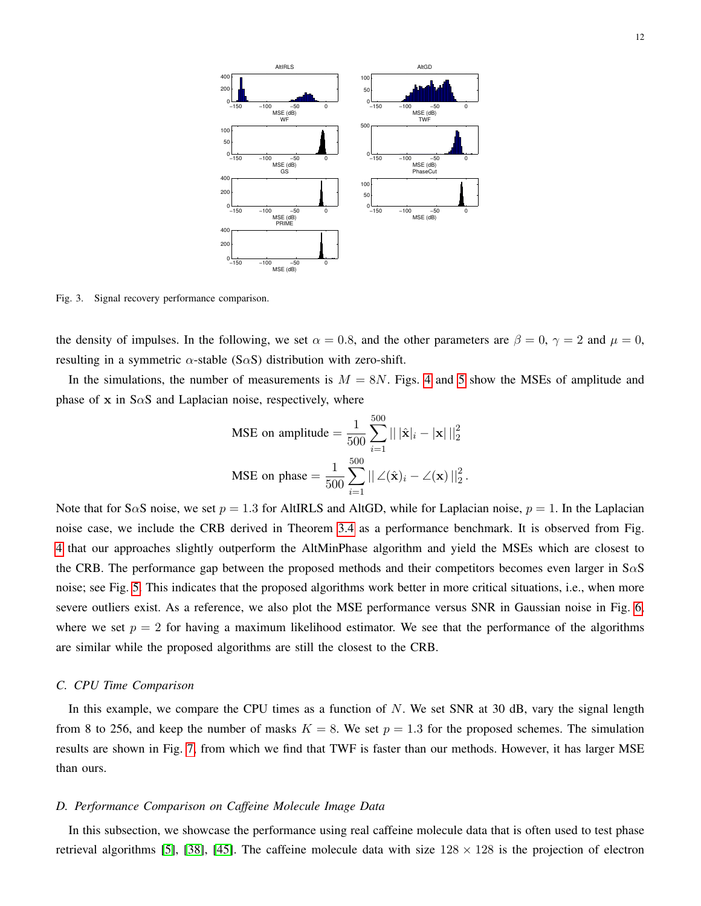Fig. 3. Signal recovery performance comparison.

the density of impulses. In the following, we set $\alpha = 0.8$, and the other parameters are $\beta = 0$, $\gamma = 2$ and $\mu = 0$, resulting in a symmetric $\alpha$-stable (S$\alpha$S) distribution with zero-shift.

In the simulations, the number of measurements is $M = 8N$. Figs. 4 and 5 show the MSEs of amplitude and phase of $\mathbf{x}$ in S$\alpha$S and Laplacian noise, respectively, where

$$\text{MSE on amplitude} = \frac{1}{500}\sum_{i=1}^{500} ||\,|\hat{\mathbf{x}}|_i - |\mathbf{x}|\,||_2^2$$

$$\text{MSE on phase} = \frac{1}{500}\sum_{i=1}^{500} ||\,\angle(\hat{\mathbf{x}})_i - \angle(\mathbf{x})\,||_2^2 .$$

Note that for S$\alpha$S noise, we set $p = 1.3$ for AltIRLS and AltGD, while for Laplacian noise, $p = 1$. In the Laplacian noise case, we include the CRB derived in Theorem 3.4 as a performance benchmark. It is observed from Fig. 4 that our approaches slightly outperform the AltMinPhase algorithm and yield the MSEs which are closest to the CRB. The performance gap between the proposed methods and their competitors becomes even larger in S$\alpha$S noise; see Fig. 5. This indicates that the proposed algorithms work better in more critical situations, i.e., when more severe outliers exist. As a reference, we also plot the MSE performance versus SNR in Gaussian noise in Fig. 6, where we set $p = 2$ for having a maximum likelihood estimator. We see that the performance of the algorithms are similar while the proposed algorithms are still the closest to the CRB.

### C. CPU Time Comparison

In this example, we compare the CPU times as a function of $N$. We set SNR at 30 dB, vary the signal length from 8 to 256, and keep the number of masks $K = 8$. We set $p = 1.3$ for the proposed schemes. The simulation results are shown in Fig. 7, from which we find that TWF is faster than our methods. However, it has larger MSE than ours.

### D. Performance Comparison on Caffeine Molecule Image Data

In this subsection, we showcase the performance using real caffeine molecule data that is often used to test phase retrieval algorithms [5], [38], [45]. The caffeine molecule data with size $128 \times 128$ is the projection of electron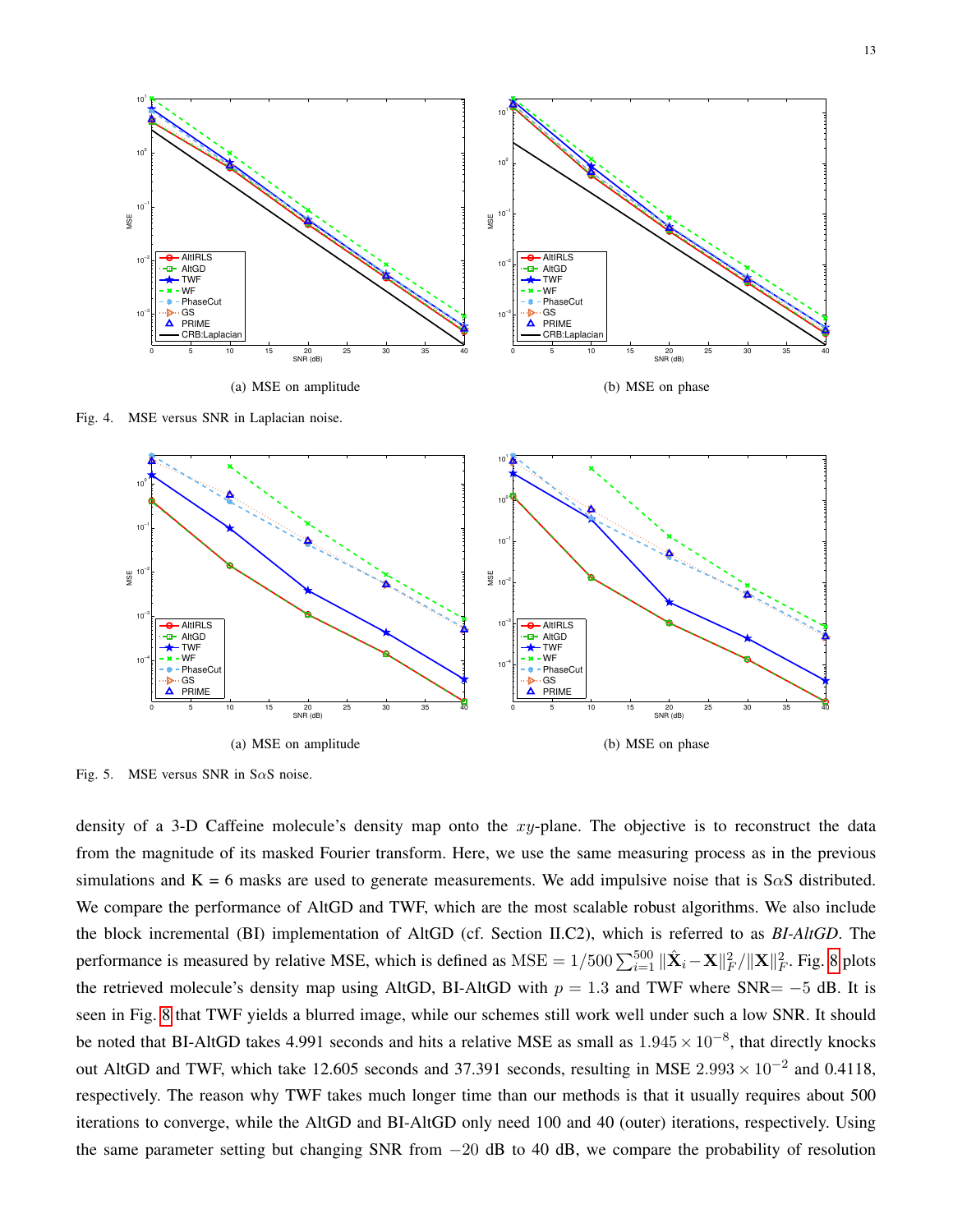(a) MSE on amplitude

(b) MSE on phase

Fig. 4. MSE versus SNR in Laplacian noise.

(a) MSE on amplitude

(b) MSE on phase

Fig. 5. MSE versus SNR in S$\alpha$S noise.

density of a 3-D Caffeine molecule's density map onto the $xy$-plane. The objective is to reconstruct the data from the magnitude of its masked Fourier transform. Here, we use the same measuring process as in the previous simulations and K = 6 masks are used to generate measurements. We add impulsive noise that is S$\alpha$S distributed. We compare the performance of AltGD and TWF, which are the most scalable robust algorithms. We also include the block incremental (BI) implementation of AltGD (cf. Section II.C2), which is referred to as *BI-AltGD*. The performance is measured by relative MSE, which is defined as $\text{MSE} = 1/500 \sum_{i=1}^{500} \|\hat{\mathbf{X}}_i - \mathbf{X}\|_F^2 / \|\mathbf{X}\|_F^2$. Fig. 8 plots the retrieved molecule's density map using AltGD, BI-AltGD with $p = 1.3$ and TWF where SNR$= -5$ dB. It is seen in Fig. 8 that TWF yields a blurred image, while our schemes still work well under such a low SNR. It should be noted that BI-AltGD takes 4.991 seconds and hits a relative MSE as small as $1.945 \times 10^{-8}$, that directly knocks out AltGD and TWF, which take 12.605 seconds and 37.391 seconds, resulting in MSE $2.993 \times 10^{-2}$ and 0.4118, respectively. The reason why TWF takes much longer time than our methods is that it usually requires about 500 iterations to converge, while the AltGD and BI-AltGD only need 100 and 40 (outer) iterations, respectively. Using the same parameter setting but changing SNR from $-20$ dB to 40 dB, we compare the probability of resolution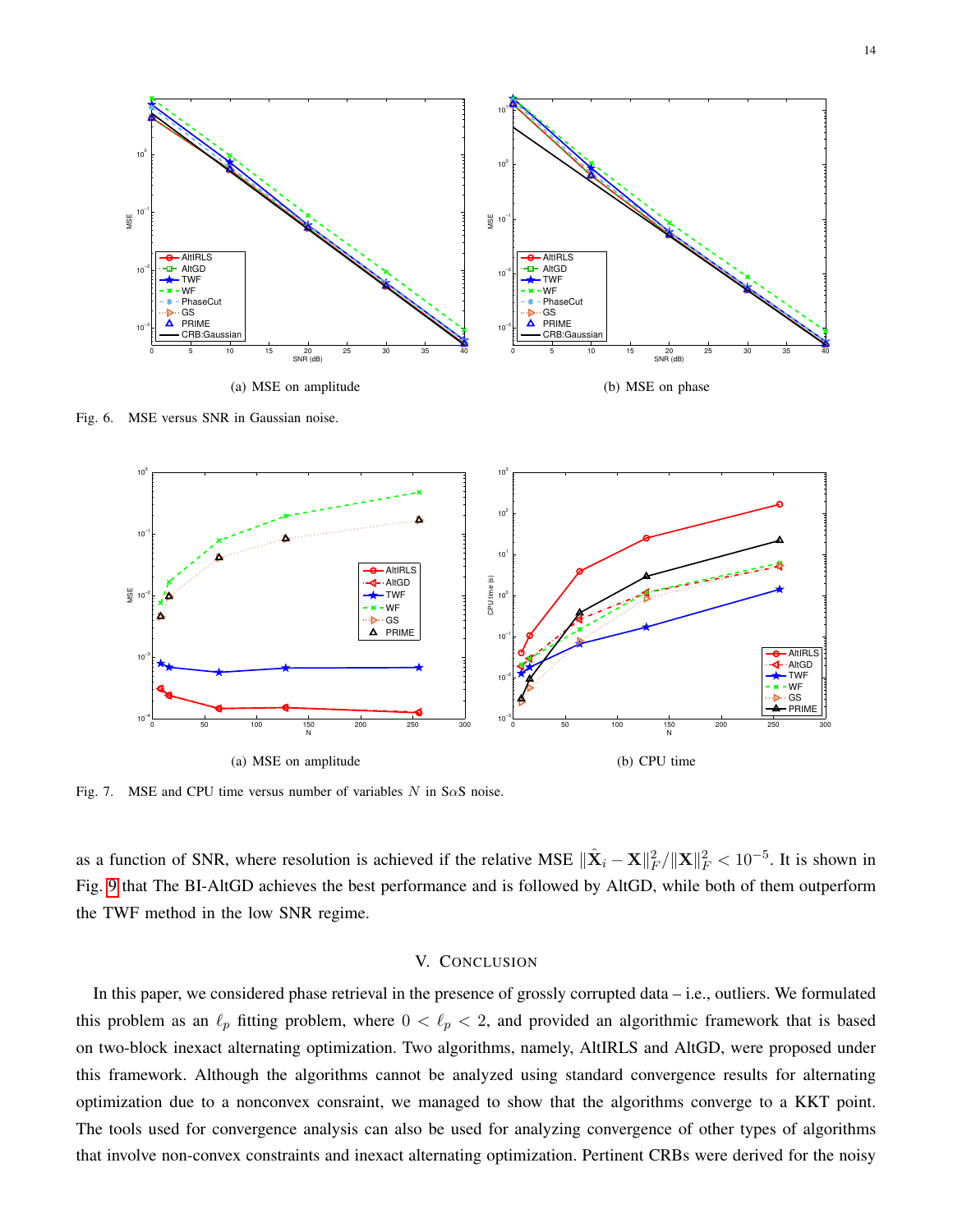(a) MSE on amplitude

(b) MSE on phase

Fig. 6. MSE versus SNR in Gaussian noise.

(a) MSE on amplitude

(b) CPU time

Fig. 7. MSE and CPU time versus number of variables $N$ in S$\alpha$S noise.

as a function of SNR, where resolution is achieved if the relative MSE $\|\hat{\mathbf{X}}_i - \mathbf{X}\|_F^2 / \|\mathbf{X}\|_F^2 < 10^{-5}$. It is shown in Fig. 9 that The BI-AltGD achieves the best performance and is followed by AltGD, while both of them outperform the TWF method in the low SNR regime.

## V. Conclusion

In this paper, we considered phase retrieval in the presence of grossly corrupted data – i.e., outliers. We formulated this problem as an $\ell_p$ fitting problem, where $0 < \ell_p < 2$, and provided an algorithmic framework that is based on two-block inexact alternating optimization. Two algorithms, namely, AltIRLS and AltGD, were proposed under this framework. Although the algorithms cannot be analyzed using standard convergence results for alternating optimization due to a nonconvex consraint, we managed to show that the algorithms converge to a KKT point. The tools used for convergence analysis can also be used for analyzing convergence of other types of algorithms that involve non-convex constraints and inexact alternating optimization. Pertinent CRBs were derived for the noisy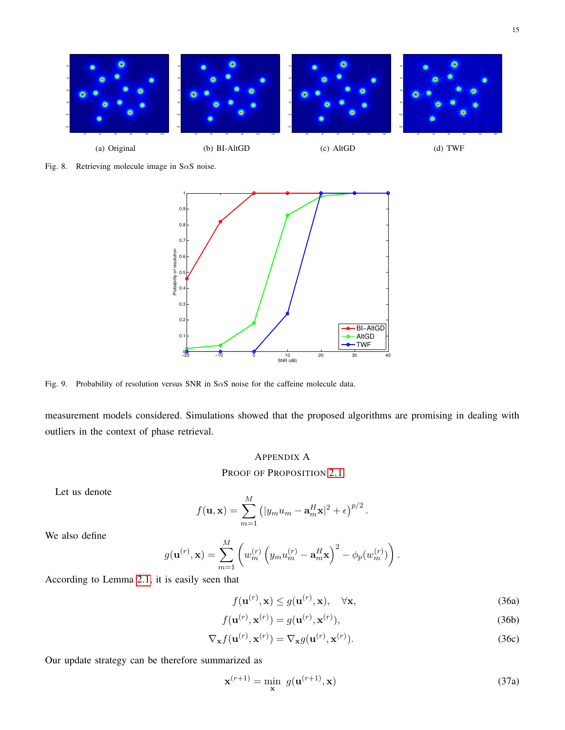(a) Original (b) BI-AltGD (c) AltGD (d) TWF

Fig. 8. Retrieving molecule image in S$\alpha$S noise.

Fig. 9. Probability of resolution versus SNR in S$\alpha$S noise for the caffeine molecule data.

measurement models considered. Simulations showed that the proposed algorithms are promising in dealing with outliers in the context of phase retrieval.

## Appendix A
## Proof of Proposition 2.1

Let us denote

$$f(\mathbf{u},\mathbf{x}) = \sum_{m=1}^{M} \left(|y_m u_m - \mathbf{a}_m^H \mathbf{x}|^2 + \epsilon\right)^{p/2}.$$

We also define

$$g(\mathbf{u}^{(r)},\mathbf{x}) = \sum_{m=1}^{M} \left( w_m^{(r)} \left( y_m u_m^{(r)} - \mathbf{a}_m^H \mathbf{x} \right)^2 - \phi_p(w_m^{(r)}) \right).$$

According to Lemma 2.1, it is easily seen that

$$f(\mathbf{u}^{(r)},\mathbf{x}) \leq g(\mathbf{u}^{(r)},\mathbf{x}), \quad \forall \mathbf{x}, \tag{36a}$$

$$f(\mathbf{u}^{(r)},\mathbf{x}^{(r)}) = g(\mathbf{u}^{(r)},\mathbf{x}^{(r)}), \tag{36b}$$

$$\nabla_{\mathbf{x}} f(\mathbf{u}^{(r)},\mathbf{x}^{(r)}) = \nabla_{\mathbf{x}} g(\mathbf{u}^{(r)},\mathbf{x}^{(r)}). \tag{36c}$$

Our update strategy can be therefore summarized as

$$\mathbf{x}^{(r+1)} = \min_{\mathbf{x}} \; g(\mathbf{u}^{(r+1)},\mathbf{x}) \tag{37a}$$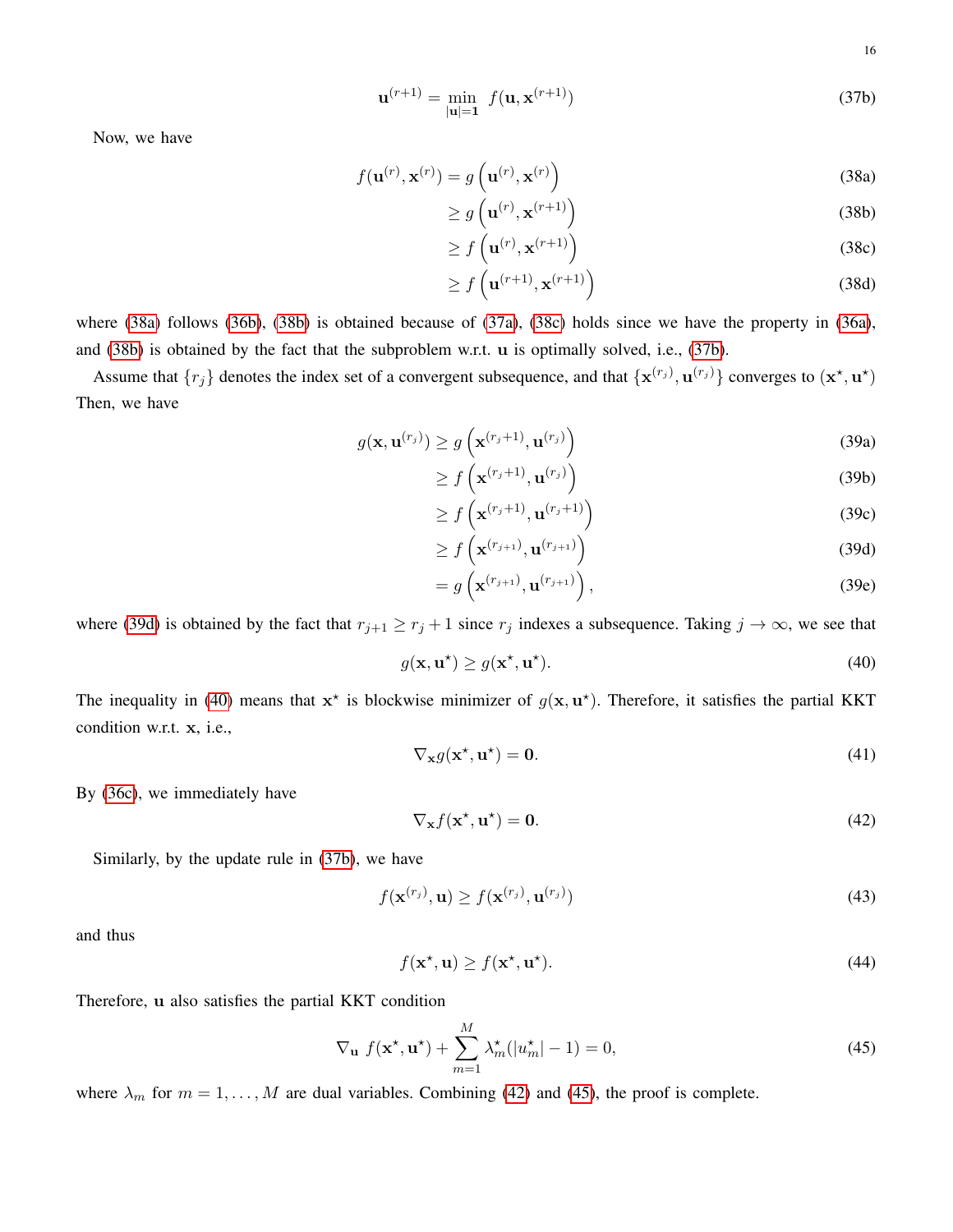$$\mathbf{u}^{(r+1)} = \min_{|\mathbf{u}|=\mathbf{1}} \; f(\mathbf{u}, \mathbf{x}^{(r+1)}) \tag{37b}$$

Now, we have

$$
\begin{aligned}
f(\mathbf{u}^{(r)}, \mathbf{x}^{(r)}) &= g\left(\mathbf{u}^{(r)}, \mathbf{x}^{(r)}\right) && \text{(38a)}\\
&\geq g\left(\mathbf{u}^{(r)}, \mathbf{x}^{(r+1)}\right) && \text{(38b)}\\
&\geq f\left(\mathbf{u}^{(r)}, \mathbf{x}^{(r+1)}\right) && \text{(38c)}\\
&\geq f\left(\mathbf{u}^{(r+1)}, \mathbf{x}^{(r+1)}\right) && \text{(38d)}
\end{aligned}
$$

where (38a) follows (36b), (38b) is obtained because of (37a), (38c) holds since we have the property in (36a), and (38b) is obtained by the fact that the subproblem w.r.t. $\mathbf{u}$ is optimally solved, i.e., (37b).

Assume that $\{r_j\}$ denotes the index set of a convergent subsequence, and that $\{\mathbf{x}^{(r_j)}, \mathbf{u}^{(r_j)}\}$ converges to $(\mathbf{x}^\star, \mathbf{u}^\star)$ Then, we have

$$
\begin{aligned}
g(\mathbf{x}, \mathbf{u}^{(r_j)}) &\geq g\left(\mathbf{x}^{(r_j+1)}, \mathbf{u}^{(r_j)}\right) && \text{(39a)}\\
&\geq f\left(\mathbf{x}^{(r_j+1)}, \mathbf{u}^{(r_j)}\right) && \text{(39b)}\\
&\geq f\left(\mathbf{x}^{(r_j+1)}, \mathbf{u}^{(r_j+1)}\right) && \text{(39c)}\\
&\geq f\left(\mathbf{x}^{(r_{j+1})}, \mathbf{u}^{(r_{j+1})}\right) && \text{(39d)}\\
&= g\left(\mathbf{x}^{(r_{j+1})}, \mathbf{u}^{(r_{j+1})}\right), && \text{(39e)}
\end{aligned}
$$

where (39d) is obtained by the fact that $r_{j+1} \geq r_j + 1$ since $r_j$ indexes a subsequence. Taking $j \to \infty$, we see that

$$g(\mathbf{x}, \mathbf{u}^\star) \geq g(\mathbf{x}^\star, \mathbf{u}^\star). \tag{40}$$

The inequality in (40) means that $\mathbf{x}^\star$ is blockwise minimizer of $g(\mathbf{x}, \mathbf{u}^\star)$. Therefore, it satisfies the partial KKT condition w.r.t. $\mathbf{x}$, i.e.,

$$\nabla_{\mathbf{x}} g(\mathbf{x}^\star, \mathbf{u}^\star) = \mathbf{0}. \tag{41}$$

By (36c), we immediately have

$$\nabla_{\mathbf{x}} f(\mathbf{x}^\star, \mathbf{u}^\star) = \mathbf{0}. \tag{42}$$

Similarly, by the update rule in (37b), we have

$$f(\mathbf{x}^{(r_j)}, \mathbf{u}) \geq f(\mathbf{x}^{(r_j)}, \mathbf{u}^{(r_j)}) \tag{43}$$

and thus

$$f(\mathbf{x}^\star, \mathbf{u}) \geq f(\mathbf{x}^\star, \mathbf{u}^\star). \tag{44}$$

Therefore, $\mathbf{u}$ also satisfies the partial KKT condition

$$\nabla_{\mathbf{u}} \; f(\mathbf{x}^\star, \mathbf{u}^\star) + \sum_{m=1}^{M} \lambda_m^\star (|u_m^\star| - 1) = 0, \tag{45}$$

where $\lambda_m$ for $m = 1, \ldots, M$ are dual variables. Combining (42) and (45), the proof is complete.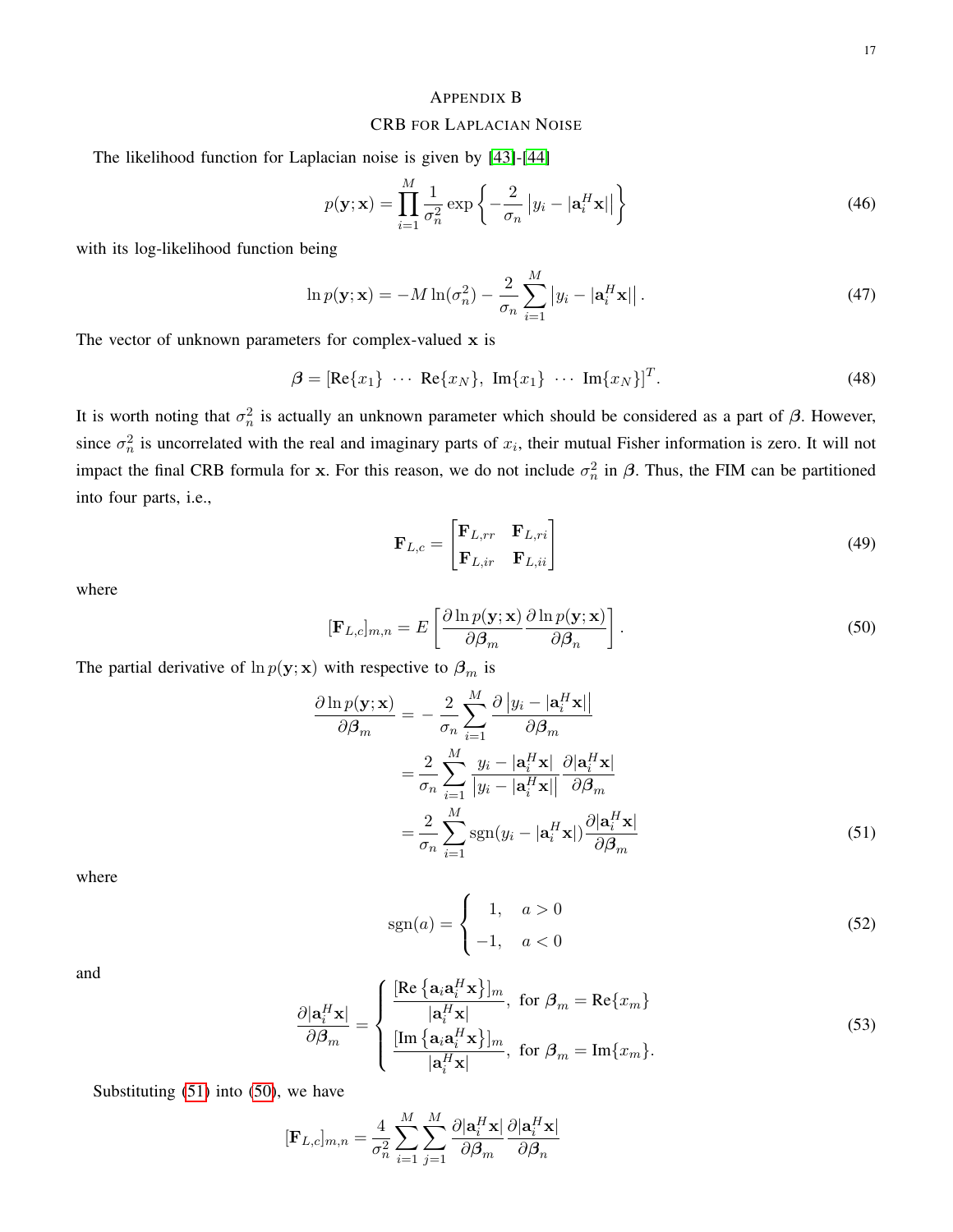# Appendix B

## CRB for Laplacian Noise

The likelihood function for Laplacian noise is given by [43]-[44]

$$p(\mathbf{y};\mathbf{x}) = \prod_{i=1}^{M} \frac{1}{\sigma_n^2} \exp\left\{ -\frac{2}{\sigma_n} \left| y_i - |\mathbf{a}_i^H \mathbf{x}| \right| \right\} \tag{46}$$

with its log-likelihood function being

$$\ln p(\mathbf{y};\mathbf{x}) = -M \ln(\sigma_n^2) - \frac{2}{\sigma_n} \sum_{i=1}^{M} \left| y_i - |\mathbf{a}_i^H \mathbf{x}| \right|. \tag{47}$$

The vector of unknown parameters for complex-valued $\mathbf{x}$ is

$$\boldsymbol{\beta} = [\text{Re}\{x_1\} \ \cdots \ \text{Re}\{x_N\}, \ \text{Im}\{x_1\} \ \cdots \ \text{Im}\{x_N\}]^T. \tag{48}$$

It is worth noting that $\sigma_n^2$ is actually an unknown parameter which should be considered as a part of $\boldsymbol{\beta}$. However, since $\sigma_n^2$ is uncorrelated with the real and imaginary parts of $x_i$, their mutual Fisher information is zero. It will not impact the final CRB formula for $\mathbf{x}$. For this reason, we do not include $\sigma_n^2$ in $\boldsymbol{\beta}$. Thus, the FIM can be partitioned into four parts, i.e.,

$$\mathbf{F}_{L,c} = \begin{bmatrix} \mathbf{F}_{L,rr} & \mathbf{F}_{L,ri} \\ \mathbf{F}_{L,ir} & \mathbf{F}_{L,ii} \end{bmatrix} \tag{49}$$

where

$$[\mathbf{F}_{L,c}]_{m,n} = E\left[ \frac{\partial \ln p(\mathbf{y};\mathbf{x})}{\partial \boldsymbol{\beta}_m} \frac{\partial \ln p(\mathbf{y};\mathbf{x})}{\partial \boldsymbol{\beta}_n} \right]. \tag{50}$$

The partial derivative of $\ln p(\mathbf{y};\mathbf{x})$ with respective to $\boldsymbol{\beta}_m$ is

$$\begin{aligned}
\frac{\partial \ln p(\mathbf{y};\mathbf{x})}{\partial \boldsymbol{\beta}_m} &= -\frac{2}{\sigma_n} \sum_{i=1}^{M} \frac{\partial \left| y_i - |\mathbf{a}_i^H \mathbf{x}| \right|}{\partial \boldsymbol{\beta}_m} \\
&= \frac{2}{\sigma_n} \sum_{i=1}^{M} \frac{y_i - |\mathbf{a}_i^H \mathbf{x}|}{\left| y_i - |\mathbf{a}_i^H \mathbf{x}| \right|} \frac{\partial |\mathbf{a}_i^H \mathbf{x}|}{\partial \boldsymbol{\beta}_m} \\
&= \frac{2}{\sigma_n} \sum_{i=1}^{M} \text{sgn}(y_i - |\mathbf{a}_i^H \mathbf{x}|) \frac{\partial |\mathbf{a}_i^H \mathbf{x}|}{\partial \boldsymbol{\beta}_m}
\end{aligned} \tag{51}$$

where

$$\text{sgn}(a) = \begin{cases} 1, & a > 0 \\ -1, & a < 0 \end{cases} \tag{52}$$

and

$$\frac{\partial |\mathbf{a}_i^H \mathbf{x}|}{\partial \boldsymbol{\beta}_m} = \begin{cases} \dfrac{[\text{Re}\{\mathbf{a}_i \mathbf{a}_i^H \mathbf{x}\}]_m}{|\mathbf{a}_i^H \mathbf{x}|}, & \text{for } \boldsymbol{\beta}_m = \text{Re}\{x_m\} \\[2ex] \dfrac{[\text{Im}\{\mathbf{a}_i \mathbf{a}_i^H \mathbf{x}\}]_m}{|\mathbf{a}_i^H \mathbf{x}|}, & \text{for } \boldsymbol{\beta}_m = \text{Im}\{x_m\}. \end{cases} \tag{53}$$

Substituting (51) into (50), we have

$$[\mathbf{F}_{L,c}]_{m,n} = \frac{4}{\sigma_n^2} \sum_{i=1}^{M} \sum_{j=1}^{M} \frac{\partial |\mathbf{a}_i^H \mathbf{x}|}{\partial \boldsymbol{\beta}_m} \frac{\partial |\mathbf{a}_i^H \mathbf{x}|}{\partial \boldsymbol{\beta}_n}$$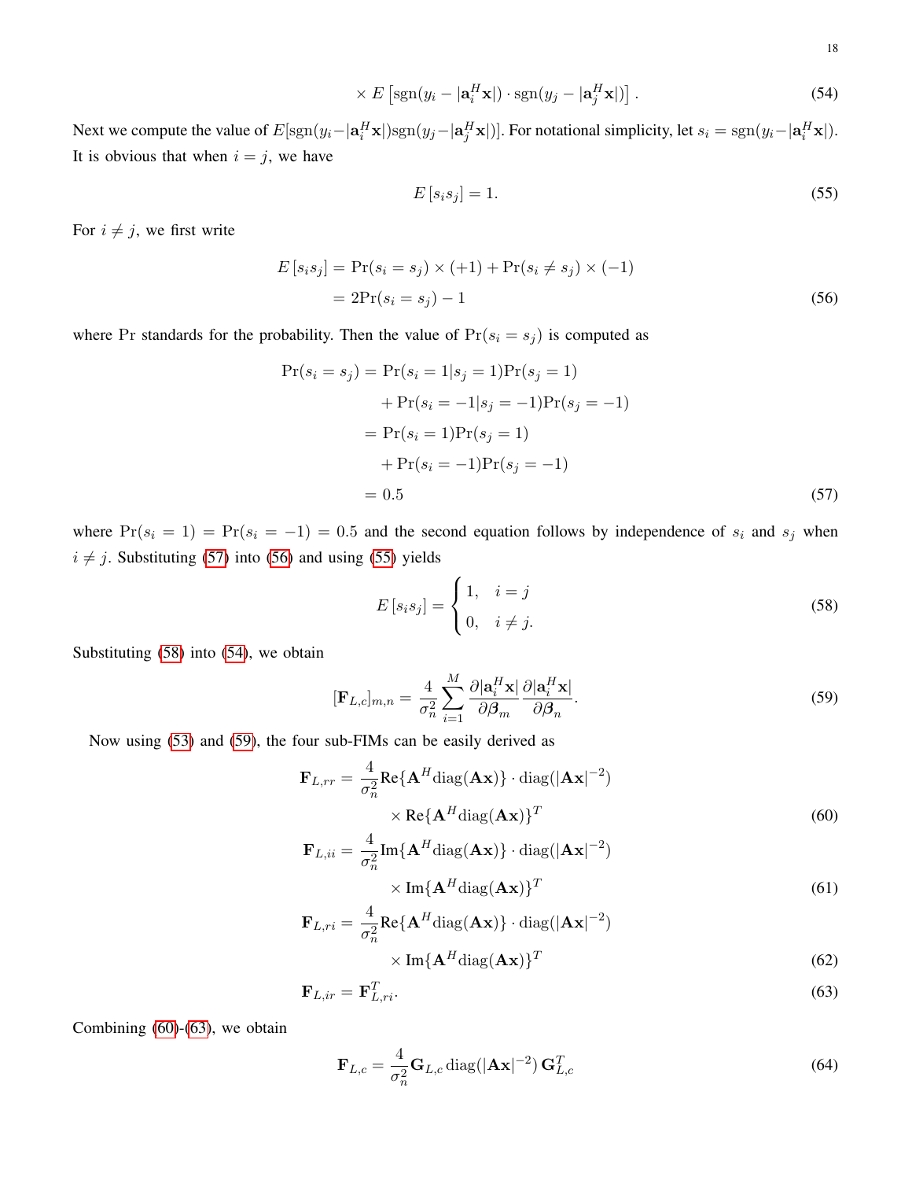$$\times E\left[\mathrm{sgn}(y_i - |\mathbf{a}_i^H \mathbf{x}|) \cdot \mathrm{sgn}(y_j - |\mathbf{a}_j^H \mathbf{x}|)\right]. \tag{54}$$

Next we compute the value of $E[\mathrm{sgn}(y_i - |\mathbf{a}_i^H \mathbf{x}|)\mathrm{sgn}(y_j - |\mathbf{a}_j^H \mathbf{x}|)]$. For notational simplicity, let $s_i = \mathrm{sgn}(y_i - |\mathbf{a}_i^H \mathbf{x}|)$. It is obvious that when $i = j$, we have

$$E\left[s_i s_j\right] = 1. \tag{55}$$

For $i \neq j$, we first write

$$\begin{aligned} E\left[s_i s_j\right] &= \Pr(s_i = s_j) \times (+1) + \Pr(s_i \neq s_j) \times (-1) \\ &= 2\Pr(s_i = s_j) - 1 \end{aligned} \tag{56}$$

where Pr standards for the probability. Then the value of $\Pr(s_i = s_j)$ is computed as

$$\begin{aligned} \Pr(s_i = s_j) &= \Pr(s_i = 1 | s_j = 1)\Pr(s_j = 1) \\ &\quad + \Pr(s_i = -1 | s_j = -1)\Pr(s_j = -1) \\ &= \Pr(s_i = 1)\Pr(s_j = 1) \\ &\quad + \Pr(s_i = -1)\Pr(s_j = -1) \\ &= 0.5 \end{aligned} \tag{57}$$

where $\Pr(s_i = 1) = \Pr(s_i = -1) = 0.5$ and the second equation follows by independence of $s_i$ and $s_j$ when $i \neq j$. Substituting (57) into (56) and using (55) yields

$$E\left[s_i s_j\right] = \begin{cases} 1, & i = j \\ 0, & i \neq j. \end{cases} \tag{58}$$

Substituting (58) into (54), we obtain

$$[\mathbf{F}_{L,c}]_{m,n} = \frac{4}{\sigma_n^2} \sum_{i=1}^{M} \frac{\partial |\mathbf{a}_i^H \mathbf{x}|}{\partial \boldsymbol{\beta}_m} \frac{\partial |\mathbf{a}_i^H \mathbf{x}|}{\partial \boldsymbol{\beta}_n}. \tag{59}$$

Now using (53) and (59), the four sub-FIMs can be easily derived as

$$\begin{aligned} \mathbf{F}_{L,rr} &= \frac{4}{\sigma_n^2} \mathrm{Re}\{\mathbf{A}^H \mathrm{diag}(\mathbf{A}\mathbf{x})\} \cdot \mathrm{diag}(|\mathbf{A}\mathbf{x}|^{-2}) \\ &\quad \times \mathrm{Re}\{\mathbf{A}^H \mathrm{diag}(\mathbf{A}\mathbf{x})\}^T \end{aligned} \tag{60}$$

$$\begin{aligned} \mathbf{F}_{L,ii} &= \frac{4}{\sigma_n^2} \mathrm{Im}\{\mathbf{A}^H \mathrm{diag}(\mathbf{A}\mathbf{x})\} \cdot \mathrm{diag}(|\mathbf{A}\mathbf{x}|^{-2}) \\ &\quad \times \mathrm{Im}\{\mathbf{A}^H \mathrm{diag}(\mathbf{A}\mathbf{x})\}^T \end{aligned} \tag{61}$$

$$\begin{aligned} \mathbf{F}_{L,ri} &= \frac{4}{\sigma_n^2} \mathrm{Re}\{\mathbf{A}^H \mathrm{diag}(\mathbf{A}\mathbf{x})\} \cdot \mathrm{diag}(|\mathbf{A}\mathbf{x}|^{-2}) \\ &\quad \times \mathrm{Im}\{\mathbf{A}^H \mathrm{diag}(\mathbf{A}\mathbf{x})\}^T \end{aligned} \tag{62}$$

$$\mathbf{F}_{L,ir} = \mathbf{F}_{L,ri}^T. \tag{63}$$

Combining (60)-(63), we obtain

$$\mathbf{F}_{L,c} = \frac{4}{\sigma_n^2} \mathbf{G}_{L,c} \, \mathrm{diag}(|\mathbf{A}\mathbf{x}|^{-2}) \, \mathbf{G}_{L,c}^T \tag{64}$$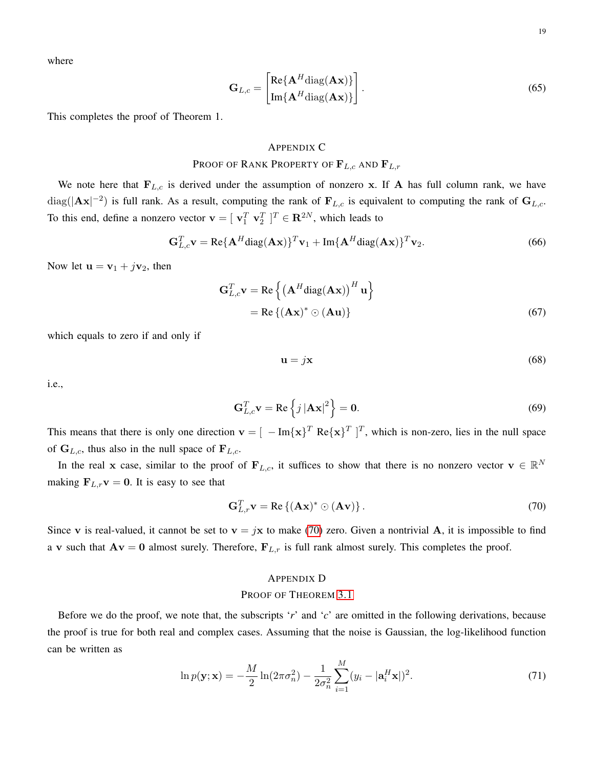where

$$
\mathbf{G}_{L,c} = \begin{bmatrix} \text{Re}\{\mathbf{A}^H \text{diag}(\mathbf{A}\mathbf{x})\} \\ \text{Im}\{\mathbf{A}^H \text{diag}(\mathbf{A}\mathbf{x})\} \end{bmatrix}. \tag{65}
$$

This completes the proof of Theorem 1.

## Appendix C

## Proof of Rank Property of $\mathbf{F}_{L,c}$ and $\mathbf{F}_{L,r}$

We note here that $\mathbf{F}_{L,c}$ is derived under the assumption of nonzero $\mathbf{x}$. If $\mathbf{A}$ has full column rank, we have $\text{diag}(|\mathbf{A}\mathbf{x}|^{-2})$ is full rank. As a result, computing the rank of $\mathbf{F}_{L,c}$ is equivalent to computing the rank of $\mathbf{G}_{L,c}$. To this end, define a nonzero vector $\mathbf{v} = [\ \mathbf{v}_1^T\ \mathbf{v}_2^T\ ]^T \in \mathbf{R}^{2N}$, which leads to

$$
\mathbf{G}_{L,c}^T \mathbf{v} = \text{Re}\{\mathbf{A}^H \text{diag}(\mathbf{A}\mathbf{x})\}^T \mathbf{v}_1 + \text{Im}\{\mathbf{A}^H \text{diag}(\mathbf{A}\mathbf{x})\}^T \mathbf{v}_2. \tag{66}
$$

Now let $\mathbf{u} = \mathbf{v}_1 + j\mathbf{v}_2$, then

$$
\begin{aligned}
\mathbf{G}_{L,c}^T \mathbf{v} &= \text{Re}\left\{ \left(\mathbf{A}^H \text{diag}(\mathbf{A}\mathbf{x})\right)^H \mathbf{u} \right\} \\
&= \text{Re}\left\{ (\mathbf{A}\mathbf{x})^* \odot (\mathbf{A}\mathbf{u}) \right\}
\end{aligned} \tag{67}
$$

which equals to zero if and only if

$$
\mathbf{u} = j\mathbf{x} \tag{68}
$$

i.e.,

$$
\mathbf{G}_{L,c}^T \mathbf{v} = \text{Re}\left\{ j\,|\mathbf{A}\mathbf{x}|^2 \right\} = \mathbf{0}. \tag{69}
$$

This means that there is only one direction $\mathbf{v} = [\ -\text{Im}\{\mathbf{x}\}^T\ \text{Re}\{\mathbf{x}\}^T\ ]^T$, which is non-zero, lies in the null space of $\mathbf{G}_{L,c}$, thus also in the null space of $\mathbf{F}_{L,c}$.

In the real $\mathbf{x}$ case, similar to the proof of $\mathbf{F}_{L,c}$, it suffices to show that there is no nonzero vector $\mathbf{v} \in \mathbb{R}^N$ making $\mathbf{F}_{L,r}\mathbf{v} = \mathbf{0}$. It is easy to see that

$$
\mathbf{G}_{L,r}^T \mathbf{v} = \text{Re}\left\{ (\mathbf{A}\mathbf{x})^* \odot (\mathbf{A}\mathbf{v}) \right\}. \tag{70}
$$

Since $\mathbf{v}$ is real-valued, it cannot be set to $\mathbf{v} = j\mathbf{x}$ to make (70) zero. Given a nontrivial $\mathbf{A}$, it is impossible to find a $\mathbf{v}$ such that $\mathbf{A}\mathbf{v} = \mathbf{0}$ almost surely. Therefore, $\mathbf{F}_{L,r}$ is full rank almost surely. This completes the proof.

## Appendix D

## Proof of Theorem 3.1

Before we do the proof, we note that, the subscripts '$r$' and '$c$' are omitted in the following derivations, because the proof is true for both real and complex cases. Assuming that the noise is Gaussian, the log-likelihood function can be written as

$$
\ln p(\mathbf{y}; \mathbf{x}) = -\frac{M}{2} \ln(2\pi\sigma_n^2) - \frac{1}{2\sigma_n^2} \sum_{i=1}^{M} (y_i - |\mathbf{a}_i^H \mathbf{x}|)^2. \tag{71}
$$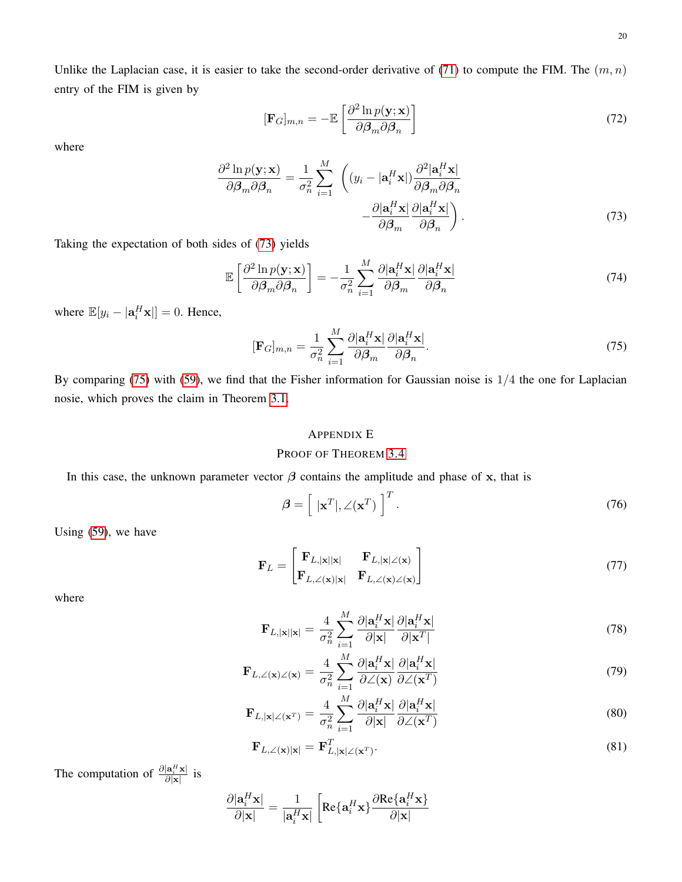Unlike the Laplacian case, it is easier to take the second-order derivative of (71) to compute the FIM. The $(m,n)$ entry of the FIM is given by

$$[\mathbf{F}_G]_{m,n} = -\mathbb{E}\left[\frac{\partial^2 \ln p(\mathbf{y};\mathbf{x})}{\partial \boldsymbol{\beta}_m \partial \boldsymbol{\beta}_n}\right] \tag{72}$$

where

$$\frac{\partial^2 \ln p(\mathbf{y};\mathbf{x})}{\partial \boldsymbol{\beta}_m \partial \boldsymbol{\beta}_n} = \frac{1}{\sigma_n^2}\sum_{i=1}^{M}\left((y_i - |\mathbf{a}_i^H\mathbf{x}|)\frac{\partial^2|\mathbf{a}_i^H\mathbf{x}|}{\partial \boldsymbol{\beta}_m \partial \boldsymbol{\beta}_n} - \frac{\partial|\mathbf{a}_i^H\mathbf{x}|}{\partial \boldsymbol{\beta}_m}\frac{\partial|\mathbf{a}_i^H\mathbf{x}|}{\partial \boldsymbol{\beta}_n}\right). \tag{73}$$

Taking the expectation of both sides of (73) yields

$$\mathbb{E}\left[\frac{\partial^2 \ln p(\mathbf{y};\mathbf{x})}{\partial \boldsymbol{\beta}_m \partial \boldsymbol{\beta}_n}\right] = -\frac{1}{\sigma_n^2}\sum_{i=1}^{M}\frac{\partial|\mathbf{a}_i^H\mathbf{x}|}{\partial \boldsymbol{\beta}_m}\frac{\partial|\mathbf{a}_i^H\mathbf{x}|}{\partial \boldsymbol{\beta}_n} \tag{74}$$

where $\mathbb{E}[y_i - |\mathbf{a}_i^H\mathbf{x}|] = 0$. Hence,

$$[\mathbf{F}_G]_{m,n} = \frac{1}{\sigma_n^2}\sum_{i=1}^{M}\frac{\partial|\mathbf{a}_i^H\mathbf{x}|}{\partial \boldsymbol{\beta}_m}\frac{\partial|\mathbf{a}_i^H\mathbf{x}|}{\partial \boldsymbol{\beta}_n}. \tag{75}$$

By comparing (75) with (59), we find that the Fisher information for Gaussian noise is $1/4$ the one for Laplacian nosie, which proves the claim in Theorem 3.1.

## Appendix E
## Proof of Theorem 3.4

In this case, the unknown parameter vector $\boldsymbol{\beta}$ contains the amplitude and phase of $\mathbf{x}$, that is

$$\boldsymbol{\beta} = \left[\ |\mathbf{x}^T|, \angle(\mathbf{x}^T)\ \right]^T. \tag{76}$$

Using (59), we have

$$\mathbf{F}_L = \begin{bmatrix} \mathbf{F}_{L,|\mathbf{x}||\mathbf{x}|} & \mathbf{F}_{L,|\mathbf{x}|\angle(\mathbf{x})} \\ \mathbf{F}_{L,\angle(\mathbf{x})|\mathbf{x}|} & \mathbf{F}_{L,\angle(\mathbf{x})\angle(\mathbf{x})} \end{bmatrix} \tag{77}$$

where

$$\mathbf{F}_{L,|\mathbf{x}||\mathbf{x}|} = \frac{4}{\sigma_n^2}\sum_{i=1}^{M}\frac{\partial|\mathbf{a}_i^H\mathbf{x}|}{\partial|\mathbf{x}|}\frac{\partial|\mathbf{a}_i^H\mathbf{x}|}{\partial|\mathbf{x}^T|} \tag{78}$$

$$\mathbf{F}_{L,\angle(\mathbf{x})\angle(\mathbf{x})} = \frac{4}{\sigma_n^2}\sum_{i=1}^{M}\frac{\partial|\mathbf{a}_i^H\mathbf{x}|}{\partial\angle(\mathbf{x})}\frac{\partial|\mathbf{a}_i^H\mathbf{x}|}{\partial\angle(\mathbf{x}^T)} \tag{79}$$

$$\mathbf{F}_{L,|\mathbf{x}|\angle(\mathbf{x}^T)} = \frac{4}{\sigma_n^2}\sum_{i=1}^{M}\frac{\partial|\mathbf{a}_i^H\mathbf{x}|}{\partial|\mathbf{x}|}\frac{\partial|\mathbf{a}_i^H\mathbf{x}|}{\partial\angle(\mathbf{x}^T)} \tag{80}$$

$$\mathbf{F}_{L,\angle(\mathbf{x})|\mathbf{x}|} = \mathbf{F}_{L,|\mathbf{x}|\angle(\mathbf{x}^T)}^T. \tag{81}$$

The computation of $\frac{\partial|\mathbf{a}_i^H\mathbf{x}|}{\partial|\mathbf{x}|}$ is

$$\frac{\partial|\mathbf{a}_i^H\mathbf{x}|}{\partial|\mathbf{x}|} = \frac{1}{|\mathbf{a}_i^H\mathbf{x}|}\left[\mathrm{Re}\{\mathbf{a}_i^H\mathbf{x}\}\frac{\partial\mathrm{Re}\{\mathbf{a}_i^H\mathbf{x}\}}{\partial|\mathbf{x}|}\right.$$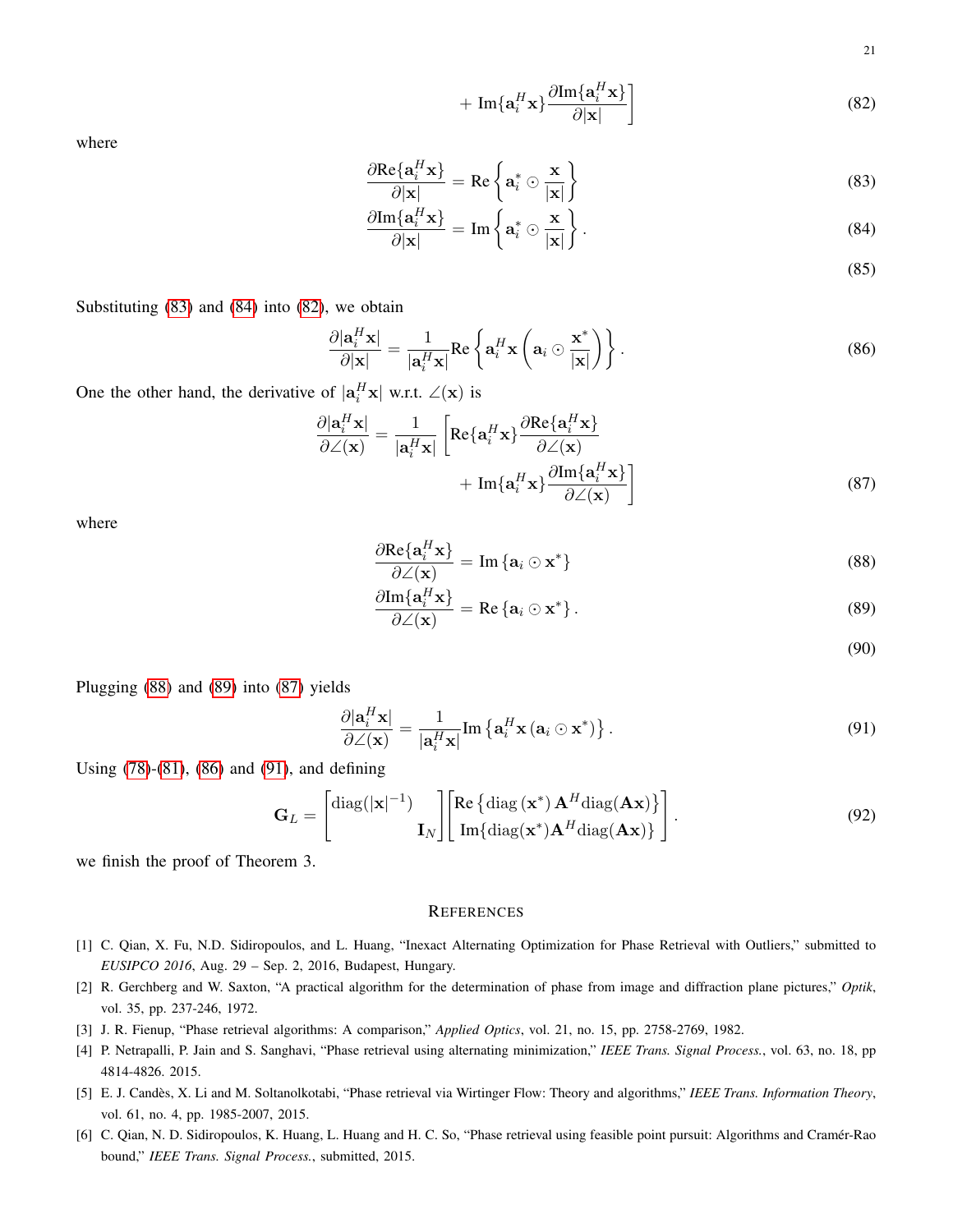$$
+ \operatorname{Im}\{\mathbf{a}_i^H \mathbf{x}\} \frac{\partial \operatorname{Im}\{\mathbf{a}_i^H \mathbf{x}\}}{\partial |\mathbf{x}|} \Bigg] \tag{82}
$$

where

$$
\frac{\partial \operatorname{Re}\{\mathbf{a}_i^H \mathbf{x}\}}{\partial |\mathbf{x}|} = \operatorname{Re}\left\{ \mathbf{a}_i^* \odot \frac{\mathbf{x}}{|\mathbf{x}|} \right\} \tag{83}
$$

$$
\frac{\partial \operatorname{Im}\{\mathbf{a}_i^H \mathbf{x}\}}{\partial |\mathbf{x}|} = \operatorname{Im}\left\{ \mathbf{a}_i^* \odot \frac{\mathbf{x}}{|\mathbf{x}|} \right\}. \tag{84}
$$

$$
\tag{85}
$$

Substituting (83) and (84) into (82), we obtain

$$
\frac{\partial |\mathbf{a}_i^H \mathbf{x}|}{\partial |\mathbf{x}|} = \frac{1}{|\mathbf{a}_i^H \mathbf{x}|} \operatorname{Re}\left\{ \mathbf{a}_i^H \mathbf{x} \left( \mathbf{a}_i \odot \frac{\mathbf{x}^*}{|\mathbf{x}|} \right) \right\}. \tag{86}
$$

One the other hand, the derivative of $|\mathbf{a}_i^H \mathbf{x}|$ w.r.t. $\angle(\mathbf{x})$ is

$$
\frac{\partial |\mathbf{a}_i^H \mathbf{x}|}{\partial \angle(\mathbf{x})} = \frac{1}{|\mathbf{a}_i^H \mathbf{x}|} \Bigg[ \operatorname{Re}\{\mathbf{a}_i^H \mathbf{x}\} \frac{\partial \operatorname{Re}\{\mathbf{a}_i^H \mathbf{x}\}}{\partial \angle(\mathbf{x})} + \operatorname{Im}\{\mathbf{a}_i^H \mathbf{x}\} \frac{\partial \operatorname{Im}\{\mathbf{a}_i^H \mathbf{x}\}}{\partial \angle(\mathbf{x})} \Bigg] \tag{87}
$$

where

$$
\frac{\partial \operatorname{Re}\{\mathbf{a}_i^H \mathbf{x}\}}{\partial \angle(\mathbf{x})} = \operatorname{Im}\left\{ \mathbf{a}_i \odot \mathbf{x}^* \right\} \tag{88}
$$

$$
\frac{\partial \operatorname{Im}\{\mathbf{a}_i^H \mathbf{x}\}}{\partial \angle(\mathbf{x})} = \operatorname{Re}\left\{ \mathbf{a}_i \odot \mathbf{x}^* \right\}. \tag{89}
$$

$$
\tag{90}
$$

Plugging (88) and (89) into (87) yields

$$
\frac{\partial |\mathbf{a}_i^H \mathbf{x}|}{\partial \angle(\mathbf{x})} = \frac{1}{|\mathbf{a}_i^H \mathbf{x}|} \operatorname{Im}\left\{ \mathbf{a}_i^H \mathbf{x} \left( \mathbf{a}_i \odot \mathbf{x}^* \right) \right\}. \tag{91}
$$

Using (78)-(81), (86) and (91), and defining

$$
\mathbf{G}_L = \begin{bmatrix} \operatorname{diag}(|\mathbf{x}|^{-1}) & \\ & \mathbf{I}_N \end{bmatrix} \begin{bmatrix} \operatorname{Re}\left\{ \operatorname{diag}\left(\mathbf{x}^*\right) \mathbf{A}^H \operatorname{diag}(\mathbf{A}\mathbf{x}) \right\} \\ \operatorname{Im}\{\operatorname{diag}(\mathbf{x}^*) \mathbf{A}^H \operatorname{diag}(\mathbf{A}\mathbf{x})\} \end{bmatrix}. \tag{92}
$$

we finish the proof of Theorem 3.

## References

[1] C. Qian, X. Fu, N.D. Sidiropoulos, and L. Huang, "Inexact Alternating Optimization for Phase Retrieval with Outliers," submitted to *EUSIPCO 2016*, Aug. 29 – Sep. 2, 2016, Budapest, Hungary.

[2] R. Gerchberg and W. Saxton, "A practical algorithm for the determination of phase from image and diffraction plane pictures," *Optik*, vol. 35, pp. 237-246, 1972.

[3] J. R. Fienup, "Phase retrieval algorithms: A comparison," *Applied Optics*, vol. 21, no. 15, pp. 2758-2769, 1982.

[4] P. Netrapalli, P. Jain and S. Sanghavi, "Phase retrieval using alternating minimization," *IEEE Trans. Signal Process.*, vol. 63, no. 18, pp 4814-4826. 2015.

[5] E. J. Candès, X. Li and M. Soltanolkotabi, "Phase retrieval via Wirtinger Flow: Theory and algorithms," *IEEE Trans. Information Theory*, vol. 61, no. 4, pp. 1985-2007, 2015.

[6] C. Qian, N. D. Sidiropoulos, K. Huang, L. Huang and H. C. So, "Phase retrieval using feasible point pursuit: Algorithms and Cramér-Rao bound," *IEEE Trans. Signal Process.*, submitted, 2015.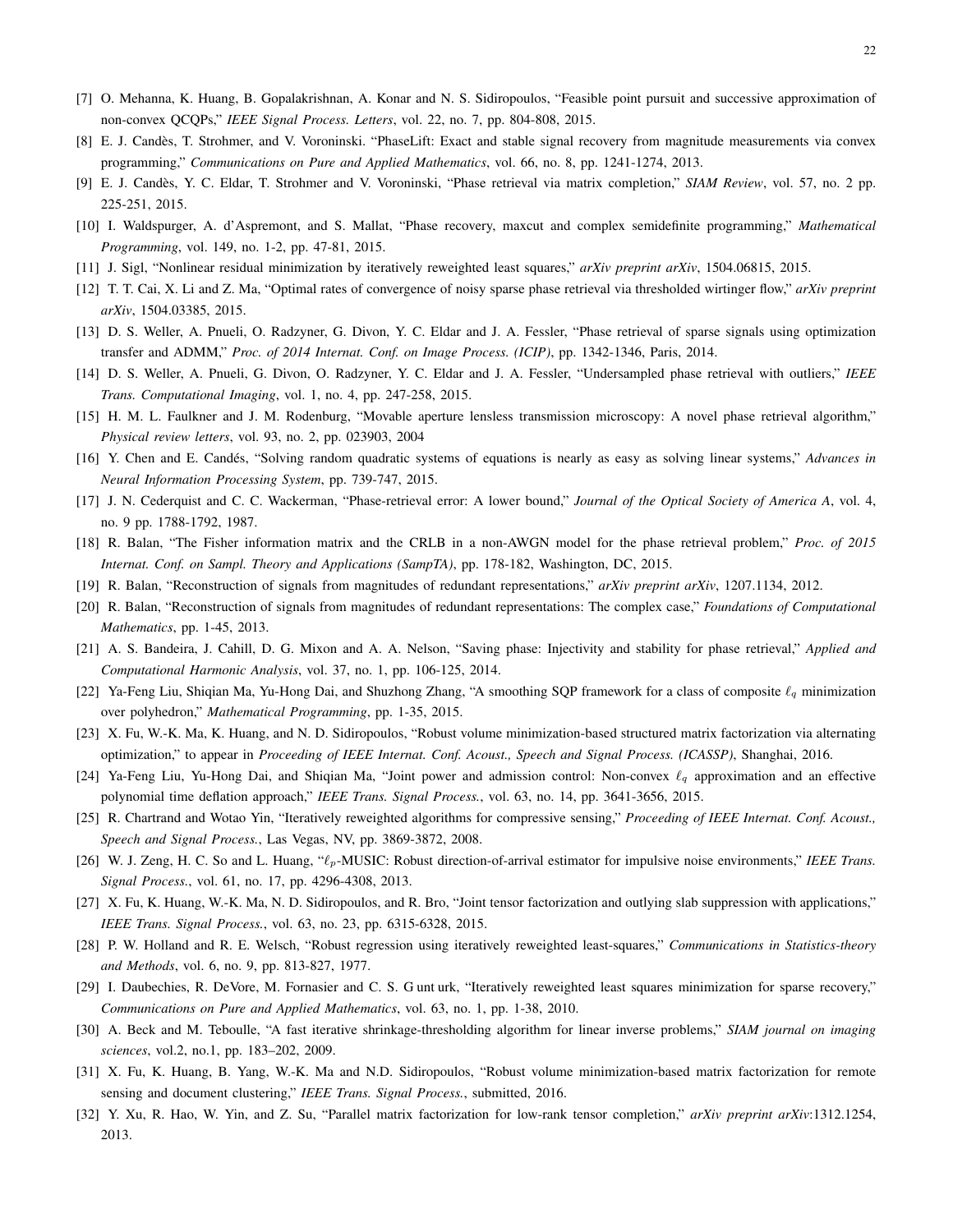[7] O. Mehanna, K. Huang, B. Gopalakrishnan, A. Konar and N. S. Sidiropoulos, "Feasible point pursuit and successive approximation of non-convex QCQPs," *IEEE Signal Process. Letters*, vol. 22, no. 7, pp. 804-808, 2015.

[8] E. J. Candès, T. Strohmer, and V. Voroninski. "PhaseLift: Exact and stable signal recovery from magnitude measurements via convex programming," *Communications on Pure and Applied Mathematics*, vol. 66, no. 8, pp. 1241-1274, 2013.

[9] E. J. Candès, Y. C. Eldar, T. Strohmer and V. Voroninski, "Phase retrieval via matrix completion," *SIAM Review*, vol. 57, no. 2 pp. 225-251, 2015.

[10] I. Waldspurger, A. d'Aspremont, and S. Mallat, "Phase recovery, maxcut and complex semidefinite programming," *Mathematical Programming*, vol. 149, no. 1-2, pp. 47-81, 2015.

[11] J. Sigl, "Nonlinear residual minimization by iteratively reweighted least squares," *arXiv preprint arXiv*, 1504.06815, 2015.

[12] T. T. Cai, X. Li and Z. Ma, "Optimal rates of convergence of noisy sparse phase retrieval via thresholded wirtinger flow," *arXiv preprint arXiv*, 1504.03385, 2015.

[13] D. S. Weller, A. Pnueli, O. Radzyner, G. Divon, Y. C. Eldar and J. A. Fessler, "Phase retrieval of sparse signals using optimization transfer and ADMM," *Proc. of 2014 Internat. Conf. on Image Process. (ICIP)*, pp. 1342-1346, Paris, 2014.

[14] D. S. Weller, A. Pnueli, G. Divon, O. Radzyner, Y. C. Eldar and J. A. Fessler, "Undersampled phase retrieval with outliers," *IEEE Trans. Computational Imaging*, vol. 1, no. 4, pp. 247-258, 2015.

[15] H. M. L. Faulkner and J. M. Rodenburg, "Movable aperture lensless transmission microscopy: A novel phase retrieval algorithm," *Physical review letters*, vol. 93, no. 2, pp. 023903, 2004

[16] Y. Chen and E. Candés, "Solving random quadratic systems of equations is nearly as easy as solving linear systems," *Advances in Neural Information Processing System*, pp. 739-747, 2015.

[17] J. N. Cederquist and C. C. Wackerman, "Phase-retrieval error: A lower bound," *Journal of the Optical Society of America A*, vol. 4, no. 9 pp. 1788-1792, 1987.

[18] R. Balan, "The Fisher information matrix and the CRLB in a non-AWGN model for the phase retrieval problem," *Proc. of 2015 Internat. Conf. on Sampl. Theory and Applications (SampTA)*, pp. 178-182, Washington, DC, 2015.

[19] R. Balan, "Reconstruction of signals from magnitudes of redundant representations," *arXiv preprint arXiv*, 1207.1134, 2012.

[20] R. Balan, "Reconstruction of signals from magnitudes of redundant representations: The complex case," *Foundations of Computational Mathematics*, pp. 1-45, 2013.

[21] A. S. Bandeira, J. Cahill, D. G. Mixon and A. A. Nelson, "Saving phase: Injectivity and stability for phase retrieval," *Applied and Computational Harmonic Analysis*, vol. 37, no. 1, pp. 106-125, 2014.

[22] Ya-Feng Liu, Shiqian Ma, Yu-Hong Dai, and Shuzhong Zhang, "A smoothing SQP framework for a class of composite $\ell_q$ minimization over polyhedron," *Mathematical Programming*, pp. 1-35, 2015.

[23] X. Fu, W.-K. Ma, K. Huang, and N. D. Sidiropoulos, "Robust volume minimization-based structured matrix factorization via alternating optimization," to appear in *Proceeding of IEEE Internat. Conf. Acoust., Speech and Signal Process. (ICASSP)*, Shanghai, 2016.

[24] Ya-Feng Liu, Yu-Hong Dai, and Shiqian Ma, "Joint power and admission control: Non-convex $\ell_q$ approximation and an effective polynomial time deflation approach," *IEEE Trans. Signal Process.*, vol. 63, no. 14, pp. 3641-3656, 2015.

[25] R. Chartrand and Wotao Yin, "Iteratively reweighted algorithms for compressive sensing," *Proceeding of IEEE Internat. Conf. Acoust., Speech and Signal Process.*, Las Vegas, NV, pp. 3869-3872, 2008.

[26] W. J. Zeng, H. C. So and L. Huang, "$\ell_p$-MUSIC: Robust direction-of-arrival estimator for impulsive noise environments," *IEEE Trans. Signal Process.*, vol. 61, no. 17, pp. 4296-4308, 2013.

[27] X. Fu, K. Huang, W.-K. Ma, N. D. Sidiropoulos, and R. Bro, "Joint tensor factorization and outlying slab suppression with applications," *IEEE Trans. Signal Process.*, vol. 63, no. 23, pp. 6315-6328, 2015.

[28] P. W. Holland and R. E. Welsch, "Robust regression using iteratively reweighted least-squares," *Communications in Statistics-theory and Methods*, vol. 6, no. 9, pp. 813-827, 1977.

[29] I. Daubechies, R. DeVore, M. Fornasier and C. S. G unt urk, "Iteratively reweighted least squares minimization for sparse recovery," *Communications on Pure and Applied Mathematics*, vol. 63, no. 1, pp. 1-38, 2010.

[30] A. Beck and M. Teboulle, "A fast iterative shrinkage-thresholding algorithm for linear inverse problems," *SIAM journal on imaging sciences*, vol.2, no.1, pp. 183–202, 2009.

[31] X. Fu, K. Huang, B. Yang, W.-K. Ma and N.D. Sidiropoulos, "Robust volume minimization-based matrix factorization for remote sensing and document clustering," *IEEE Trans. Signal Process.*, submitted, 2016.

[32] Y. Xu, R. Hao, W. Yin, and Z. Su, "Parallel matrix factorization for low-rank tensor completion," *arXiv preprint arXiv*:1312.1254, 2013.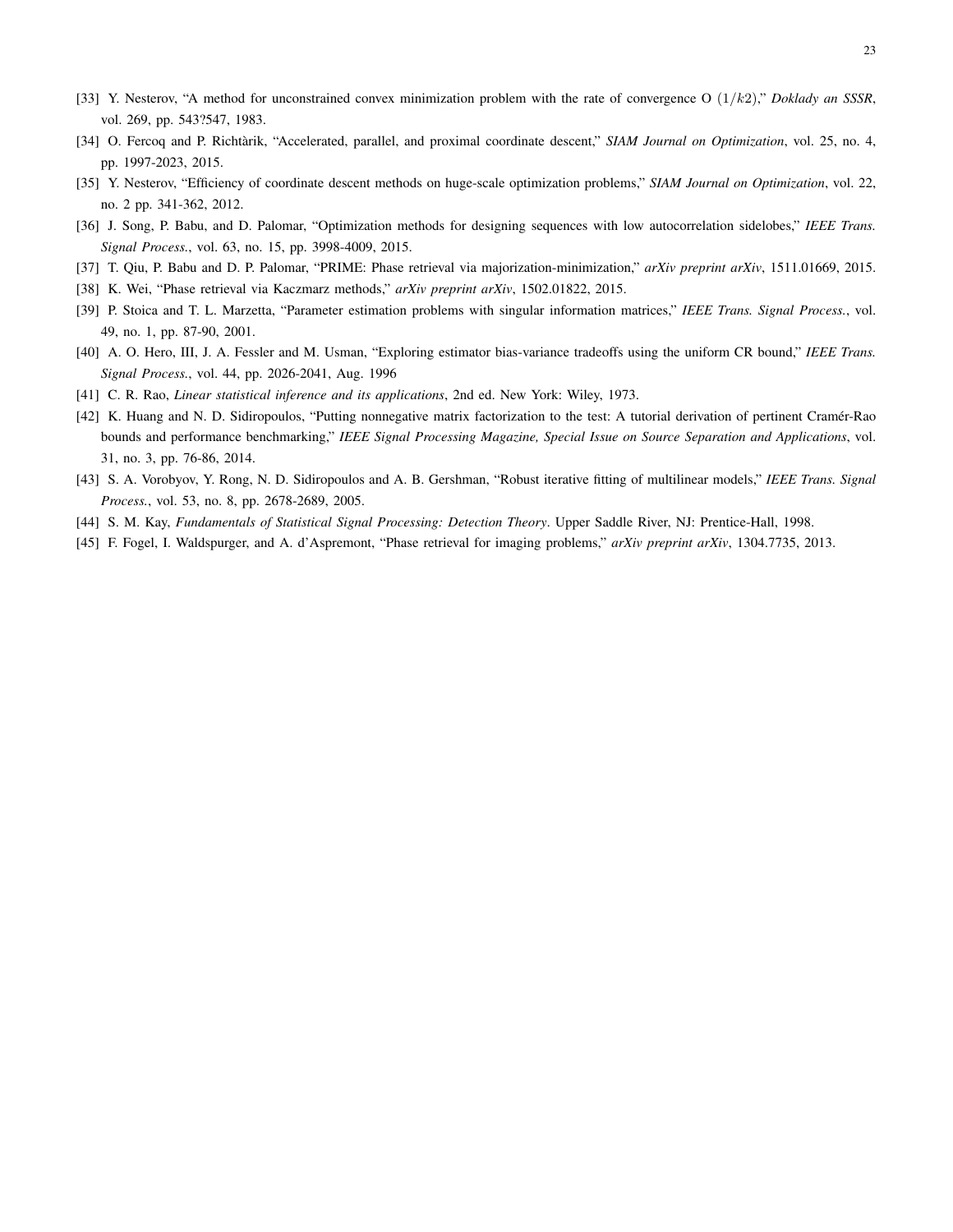[33] Y. Nesterov, “A method for unconstrained convex minimization problem with the rate of convergence O $(1/k2)$,” *Doklady an SSSR*, vol. 269, pp. 543?547, 1983.

[34] O. Fercoq and P. Richtàrik, “Accelerated, parallel, and proximal coordinate descent,” *SIAM Journal on Optimization*, vol. 25, no. 4, pp. 1997-2023, 2015.

[35] Y. Nesterov, “Efficiency of coordinate descent methods on huge-scale optimization problems,” *SIAM Journal on Optimization*, vol. 22, no. 2 pp. 341-362, 2012.

[36] J. Song, P. Babu, and D. Palomar, “Optimization methods for designing sequences with low autocorrelation sidelobes,” *IEEE Trans. Signal Process.*, vol. 63, no. 15, pp. 3998-4009, 2015.

[37] T. Qiu, P. Babu and D. P. Palomar, “PRIME: Phase retrieval via majorization-minimization,” *arXiv preprint arXiv*, 1511.01669, 2015.

[38] K. Wei, “Phase retrieval via Kaczmarz methods,” *arXiv preprint arXiv*, 1502.01822, 2015.

[39] P. Stoica and T. L. Marzetta, “Parameter estimation problems with singular information matrices,” *IEEE Trans. Signal Process.*, vol. 49, no. 1, pp. 87-90, 2001.

[40] A. O. Hero, III, J. A. Fessler and M. Usman, “Exploring estimator bias-variance tradeoffs using the uniform CR bound,” *IEEE Trans. Signal Process.*, vol. 44, pp. 2026-2041, Aug. 1996

[41] C. R. Rao, *Linear statistical inference and its applications*, 2nd ed. New York: Wiley, 1973.

[42] K. Huang and N. D. Sidiropoulos, “Putting nonnegative matrix factorization to the test: A tutorial derivation of pertinent Cramér-Rao bounds and performance benchmarking,” *IEEE Signal Processing Magazine, Special Issue on Source Separation and Applications*, vol. 31, no. 3, pp. 76-86, 2014.

[43] S. A. Vorobyov, Y. Rong, N. D. Sidiropoulos and A. B. Gershman, “Robust iterative fitting of multilinear models,” *IEEE Trans. Signal Process.*, vol. 53, no. 8, pp. 2678-2689, 2005.

[44] S. M. Kay, *Fundamentals of Statistical Signal Processing: Detection Theory*. Upper Saddle River, NJ: Prentice-Hall, 1998.

[45] F. Fogel, I. Waldspurger, and A. d'Aspremont, “Phase retrieval for imaging problems,” *arXiv preprint arXiv*, 1304.7735, 2013.